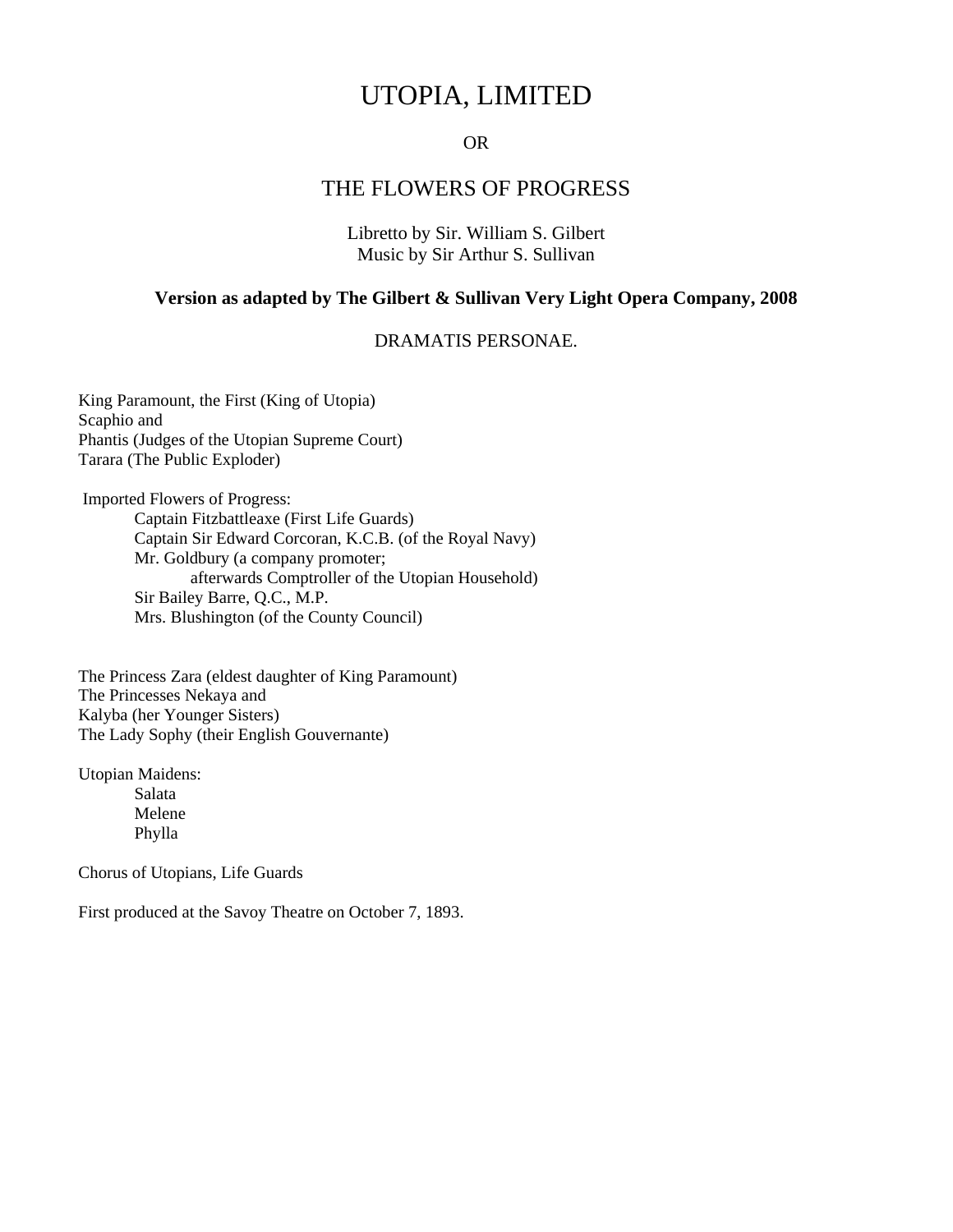# UTOPIA, LIMITED

OR

## THE FLOWERS OF PROGRESS

Libretto by Sir. William S. Gilbert
Music by Sir Arthur S. Sullivan

**Version as adapted by The Gilbert & Sullivan Very Light Opera Company, 2008**

DRAMATIS PERSONAE.

King Paramount, the First (King of Utopia)
Scaphio and
Phantis (Judges of the Utopian Supreme Court)
Tarara (The Public Exploder)

Imported Flowers of Progress:
- Captain Fitzbattleaxe (First Life Guards)
- Captain Sir Edward Corcoran, K.C.B. (of the Royal Navy)
- Mr. Goldbury (a company promoter;
  afterwards Comptroller of the Utopian Household)
- Sir Bailey Barre, Q.C., M.P.
- Mrs. Blushington (of the County Council)

The Princess Zara (eldest daughter of King Paramount)
The Princesses Nekaya and
Kalyba (her Younger Sisters)
The Lady Sophy (their English Gouvernante)

Utopian Maidens:
- Salata
- Melene
- Phylla

Chorus of Utopians, Life Guards

First produced at the Savoy Theatre on October 7, 1893.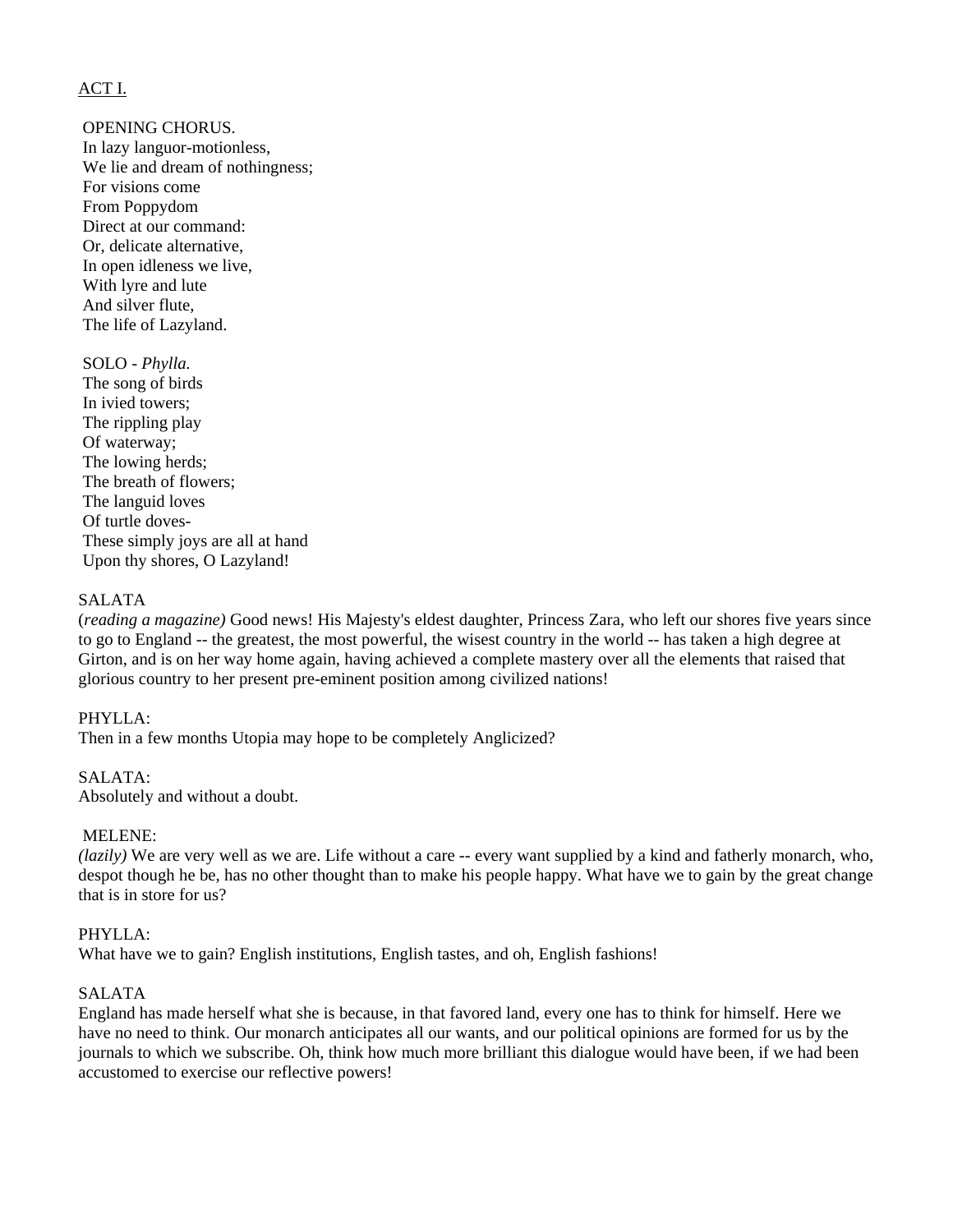ACT I.

OPENING CHORUS.
In lazy languor-motionless,
We lie and dream of nothingness;
For visions come
From Poppydom
Direct at our command:
Or, delicate alternative,
In open idleness we live,
With lyre and lute
And silver flute,
The life of Lazyland.

SOLO - *Phylla.*
The song of birds
In ivied towers;
The rippling play
Of waterway;
The lowing herds;
The breath of flowers;
The languid loves
Of turtle doves-
These simply joys are all at hand
Upon thy shores, O Lazyland!

SALATA
(*reading a magazine)* Good news! His Majesty's eldest daughter, Princess Zara, who left our shores five years since to go to England -- the greatest, the most powerful, the wisest country in the world -- has taken a high degree at Girton, and is on her way home again, having achieved a complete mastery over all the elements that raised that glorious country to her present pre-eminent position among civilized nations!

PHYLLA:
Then in a few months Utopia may hope to be completely Anglicized?

SALATA:
Absolutely and without a doubt.

MELENE:
*(lazily)* We are very well as we are. Life without a care -- every want supplied by a kind and fatherly monarch, who, despot though he be, has no other thought than to make his people happy. What have we to gain by the great change that is in store for us?

PHYLLA:
What have we to gain? English institutions, English tastes, and oh, English fashions!

SALATA
England has made herself what she is because, in that favored land, every one has to think for himself. Here we have no need to think. Our monarch anticipates all our wants, and our political opinions are formed for us by the journals to which we subscribe. Oh, think how much more brilliant this dialogue would have been, if we had been accustomed to exercise our reflective powers!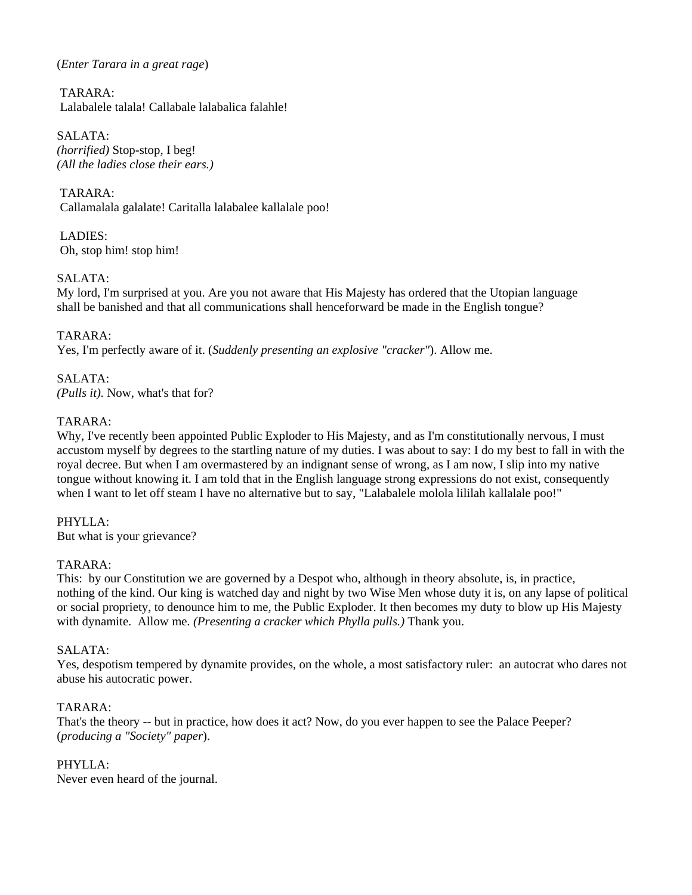(*Enter Tarara in a great rage*)

TARARA:
Lalabalele talala! Callabale lalabalica falahle!

SALATA:
*(horrified)* Stop-stop, I beg!
*(All the ladies close their ears.)*

TARARA:
Callamalala galalate! Caritalla lalabalee kallalale poo!

LADIES:
Oh, stop him! stop him!

SALATA:
My lord, I'm surprised at you. Are you not aware that His Majesty has ordered that the Utopian language shall be banished and that all communications shall henceforward be made in the English tongue?

TARARA:
Yes, I'm perfectly aware of it. (*Suddenly presenting an explosive "cracker"*). Allow me.

SALATA:
*(Pulls it).* Now, what's that for?

TARARA:
Why, I've recently been appointed Public Exploder to His Majesty, and as I'm constitutionally nervous, I must accustom myself by degrees to the startling nature of my duties. I was about to say: I do my best to fall in with the royal decree. But when I am overmastered by an indignant sense of wrong, as I am now, I slip into my native tongue without knowing it. I am told that in the English language strong expressions do not exist, consequently when I want to let off steam I have no alternative but to say, "Lalabalele molola lililah kallalale poo!"

PHYLLA:
But what is your grievance?

TARARA:
This: by our Constitution we are governed by a Despot who, although in theory absolute, is, in practice, nothing of the kind. Our king is watched day and night by two Wise Men whose duty it is, on any lapse of political or social propriety, to denounce him to me, the Public Exploder. It then becomes my duty to blow up His Majesty with dynamite. Allow me. *(Presenting a cracker which Phylla pulls.)* Thank you.

SALATA:
Yes, despotism tempered by dynamite provides, on the whole, a most satisfactory ruler: an autocrat who dares not abuse his autocratic power.

TARARA:
That's the theory -- but in practice, how does it act? Now, do you ever happen to see the Palace Peeper? (*producing a "Society" paper*).

PHYLLA:
Never even heard of the journal.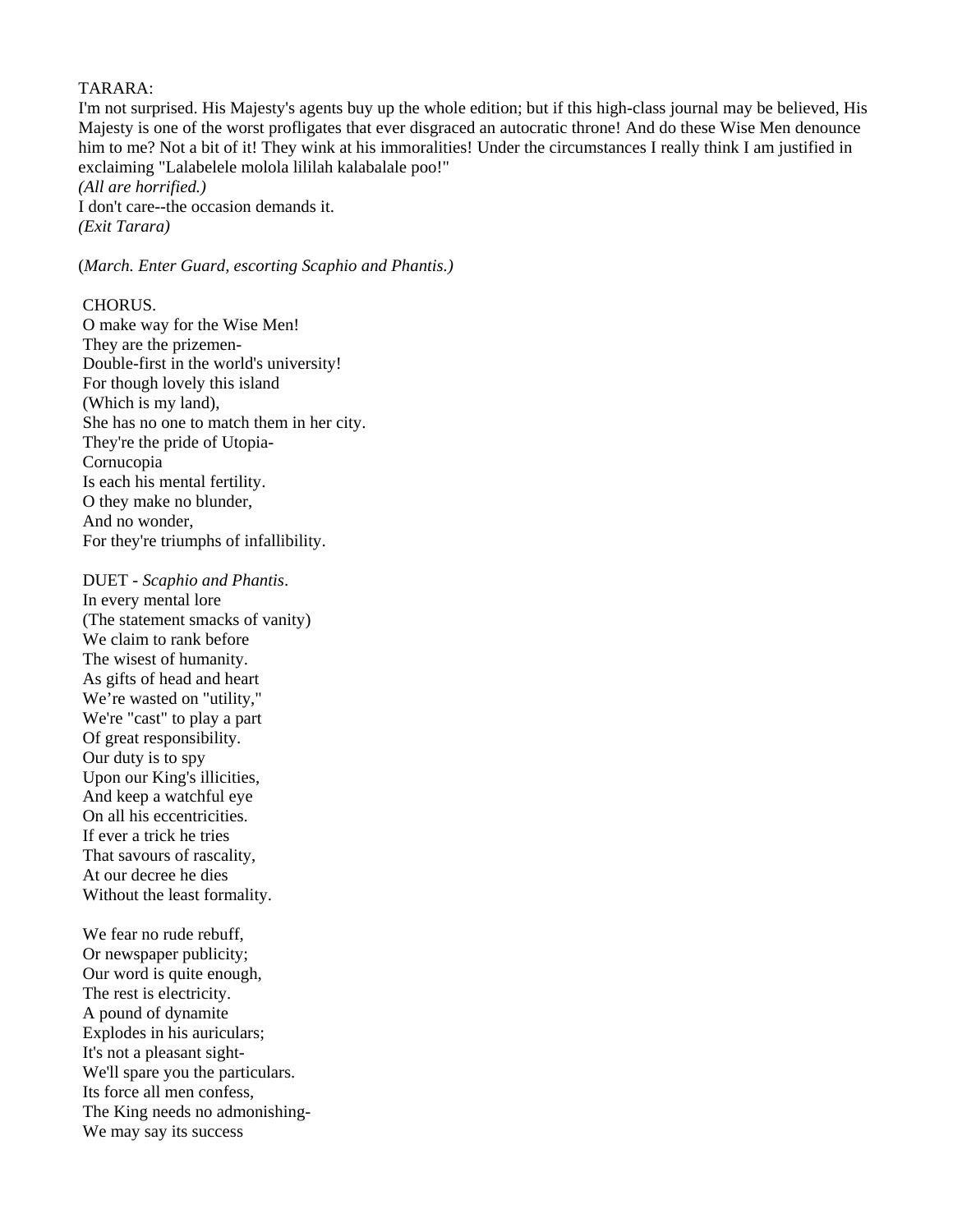TARARA:
I'm not surprised. His Majesty's agents buy up the whole edition; but if this high-class journal may be believed, His Majesty is one of the worst profligates that ever disgraced an autocratic throne! And do these Wise Men denounce him to me? Not a bit of it! They wink at his immoralities! Under the circumstances I really think I am justified in exclaiming "Lalabelele molola lililah kalabalale poo!"
*(All are horrified.)*
I don't care--the occasion demands it.
*(Exit Tarara)*

(*March. Enter Guard, escorting Scaphio and Phantis.)*

CHORUS.
O make way for the Wise Men!
They are the prizemen-
Double-first in the world's university!
For though lovely this island
(Which is my land),
She has no one to match them in her city.
They're the pride of Utopia-
Cornucopia
Is each his mental fertility.
O they make no blunder,
And no wonder,
For they're triumphs of infallibility.

DUET - *Scaphio and Phantis*.
In every mental lore
(The statement smacks of vanity)
We claim to rank before
The wisest of humanity.
As gifts of head and heart
We're wasted on "utility,"
We're "cast" to play a part
Of great responsibility.
Our duty is to spy
Upon our King's illicities,
And keep a watchful eye
On all his eccentricities.
If ever a trick he tries
That savours of rascality,
At our decree he dies
Without the least formality.

We fear no rude rebuff,
Or newspaper publicity;
Our word is quite enough,
The rest is electricity.
A pound of dynamite
Explodes in his auriculars;
It's not a pleasant sight-
We'll spare you the particulars.
Its force all men confess,
The King needs no admonishing-
We may say its success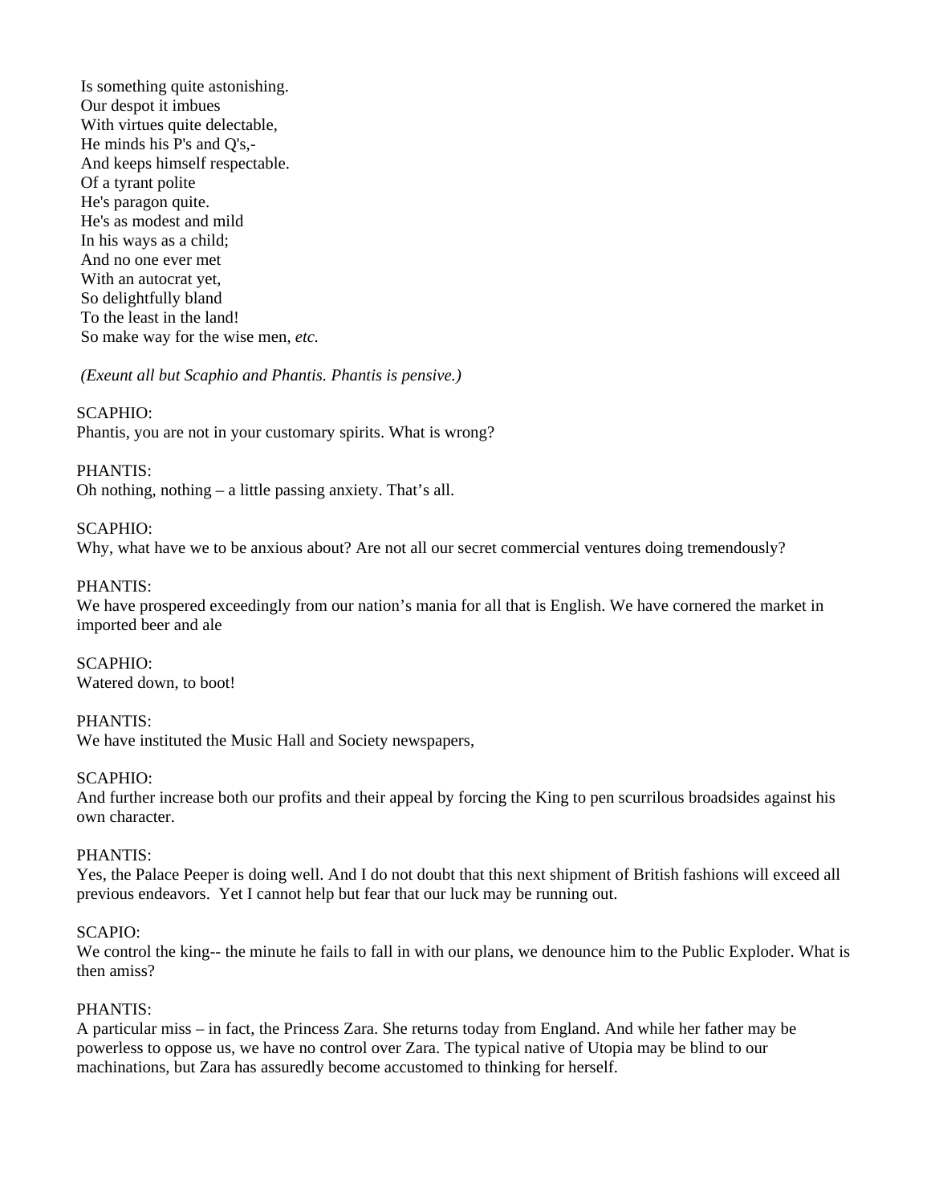Is something quite astonishing.
Our despot it imbues
With virtues quite delectable,
He minds his P's and Q's,-
And keeps himself respectable.
Of a tyrant polite
He's paragon quite.
He's as modest and mild
In his ways as a child;
And no one ever met
With an autocrat yet,
So delightfully bland
To the least in the land!
So make way for the wise men, *etc.*

*(Exeunt all but Scaphio and Phantis. Phantis is pensive.)*

SCAPHIO:
Phantis, you are not in your customary spirits. What is wrong?

PHANTIS:
Oh nothing, nothing – a little passing anxiety. That's all.

SCAPHIO:
Why, what have we to be anxious about? Are not all our secret commercial ventures doing tremendously?

PHANTIS:
We have prospered exceedingly from our nation's mania for all that is English. We have cornered the market in imported beer and ale

SCAPHIO:
Watered down, to boot!

PHANTIS:
We have instituted the Music Hall and Society newspapers,

SCAPHIO:
And further increase both our profits and their appeal by forcing the King to pen scurrilous broadsides against his own character.

PHANTIS:
Yes, the Palace Peeper is doing well. And I do not doubt that this next shipment of British fashions will exceed all previous endeavors. Yet I cannot help but fear that our luck may be running out.

SCAPIO:
We control the king-- the minute he fails to fall in with our plans, we denounce him to the Public Exploder. What is then amiss?

PHANTIS:
A particular miss – in fact, the Princess Zara. She returns today from England. And while her father may be powerless to oppose us, we have no control over Zara. The typical native of Utopia may be blind to our machinations, but Zara has assuredly become accustomed to thinking for herself.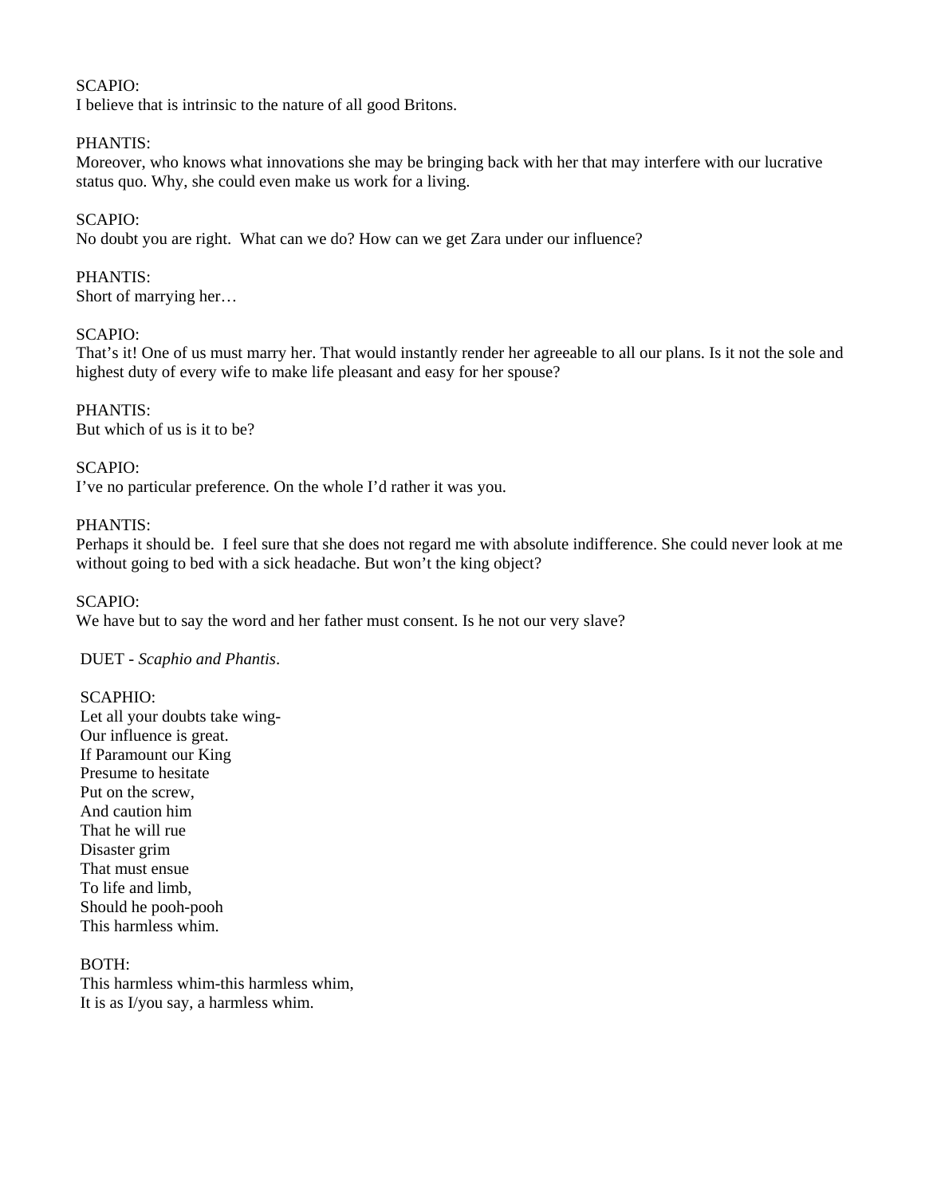SCAPIO:
I believe that is intrinsic to the nature of all good Britons.

PHANTIS:
Moreover, who knows what innovations she may be bringing back with her that may interfere with our lucrative status quo. Why, she could even make us work for a living.

SCAPIO:
No doubt you are right.  What can we do? How can we get Zara under our influence?

PHANTIS:
Short of marrying her…

SCAPIO:
That's it! One of us must marry her. That would instantly render her agreeable to all our plans. Is it not the sole and highest duty of every wife to make life pleasant and easy for her spouse?

PHANTIS:
But which of us is it to be?

SCAPIO:
I've no particular preference. On the whole I'd rather it was you.

PHANTIS:
Perhaps it should be.  I feel sure that she does not regard me with absolute indifference. She could never look at me without going to bed with a sick headache. But won't the king object?

SCAPIO:
We have but to say the word and her father must consent. Is he not our very slave?

DUET - *Scaphio and Phantis*.

SCAPHIO:
Let all your doubts take wing-
Our influence is great.
If Paramount our King
Presume to hesitate
Put on the screw,
And caution him
That he will rue
Disaster grim
That must ensue
To life and limb,
Should he pooh-pooh
This harmless whim.

BOTH:
This harmless whim-this harmless whim,
It is as I/you say, a harmless whim.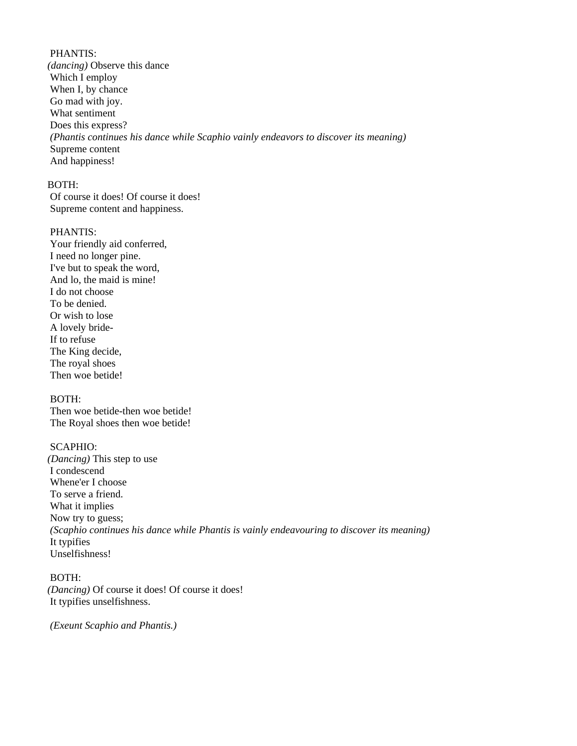PHANTIS:
*(dancing)* Observe this dance
Which I employ
When I, by chance
Go mad with joy.
What sentiment
Does this express?
*(Phantis continues his dance while Scaphio vainly endeavors to discover its meaning)*
Supreme content
And happiness!

BOTH:
Of course it does! Of course it does!
Supreme content and happiness.

PHANTIS:
Your friendly aid conferred,
I need no longer pine.
I've but to speak the word,
And lo, the maid is mine!
I do not choose
To be denied.
Or wish to lose
A lovely bride-
If to refuse
The King decide,
The royal shoes
Then woe betide!

BOTH:
Then woe betide-then woe betide!
The Royal shoes then woe betide!

SCAPHIO:
*(Dancing)* This step to use
I condescend
Whene'er I choose
To serve a friend.
What it implies
Now try to guess;
*(Scaphio continues his dance while Phantis is vainly endeavouring to discover its meaning)*
It typifies
Unselfishness!

BOTH:
*(Dancing)* Of course it does! Of course it does!
It typifies unselfishness.

*(Exeunt Scaphio and Phantis.)*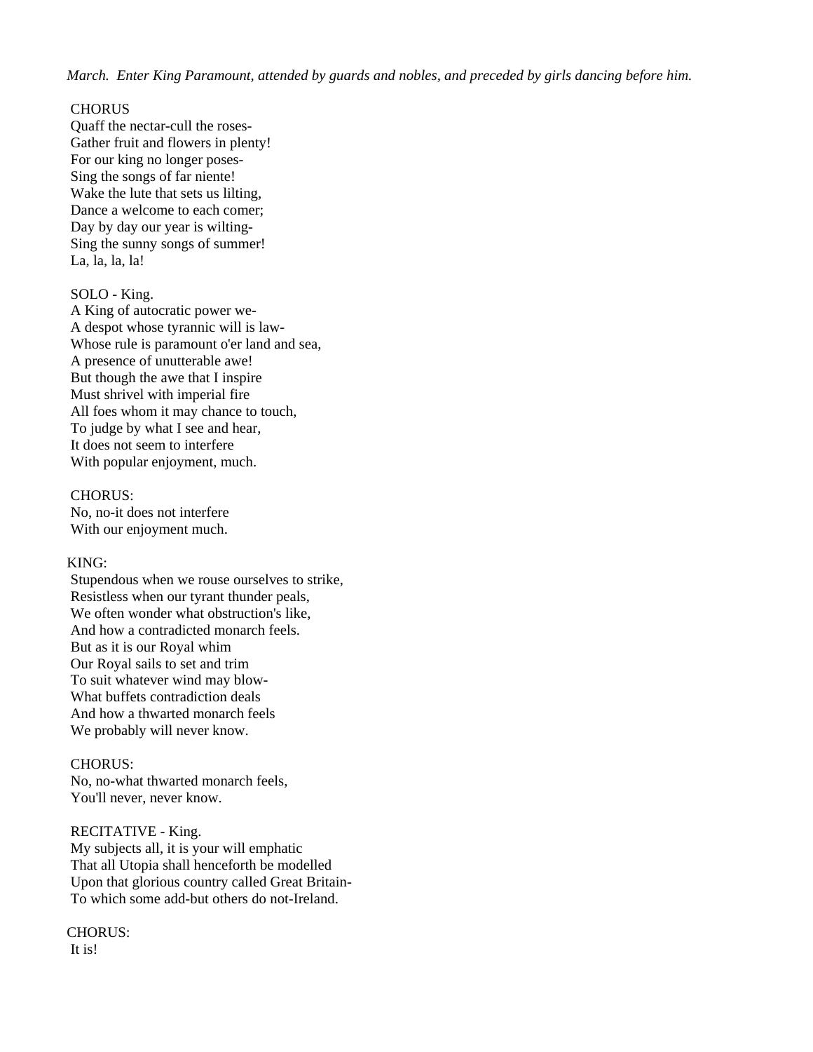*March. Enter King Paramount, attended by guards and nobles, and preceded by girls dancing before him.*

CHORUS
Quaff the nectar-cull the roses-
Gather fruit and flowers in plenty!
For our king no longer poses-
Sing the songs of far niente!
Wake the lute that sets us lilting,
Dance a welcome to each comer;
Day by day our year is wilting-
Sing the sunny songs of summer!
La, la, la, la!

SOLO - King.
A King of autocratic power we-
A despot whose tyrannic will is law-
Whose rule is paramount o'er land and sea,
A presence of unutterable awe!
But though the awe that I inspire
Must shrivel with imperial fire
All foes whom it may chance to touch,
To judge by what I see and hear,
It does not seem to interfere
With popular enjoyment, much.

CHORUS:
No, no-it does not interfere
With our enjoyment much.

KING:
Stupendous when we rouse ourselves to strike,
Resistless when our tyrant thunder peals,
We often wonder what obstruction's like,
And how a contradicted monarch feels.
But as it is our Royal whim
Our Royal sails to set and trim
To suit whatever wind may blow-
What buffets contradiction deals
And how a thwarted monarch feels
We probably will never know.

CHORUS:
No, no-what thwarted monarch feels,
You'll never, never know.

RECITATIVE - King.
My subjects all, it is your will emphatic
That all Utopia shall henceforth be modelled
Upon that glorious country called Great Britain-
To which some add-but others do not-Ireland.

CHORUS:
It is!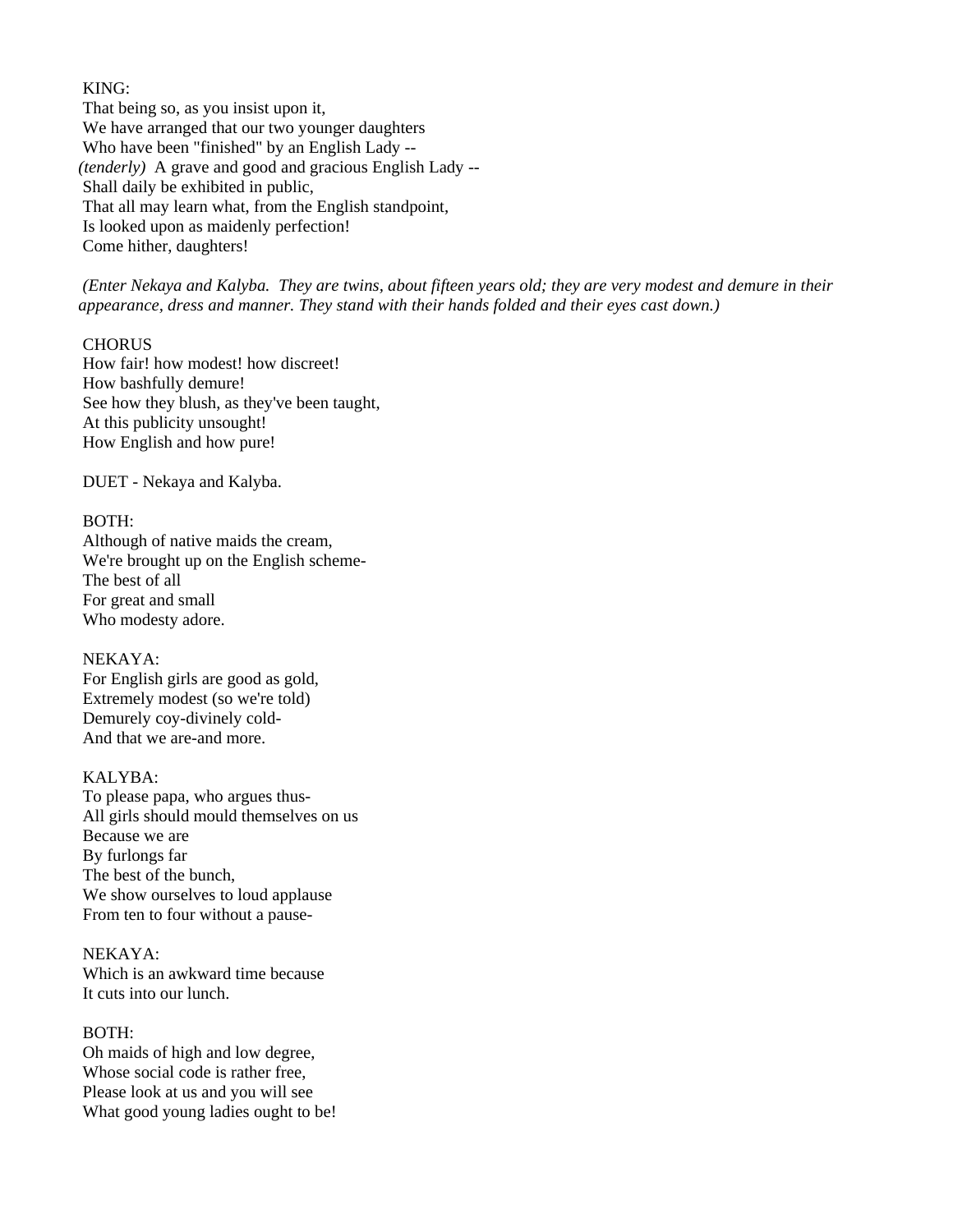KING:
That being so, as you insist upon it,
We have arranged that our two younger daughters
Who have been "finished" by an English Lady --
*(tenderly)* A grave and good and gracious English Lady --
Shall daily be exhibited in public,
That all may learn what, from the English standpoint,
Is looked upon as maidenly perfection!
Come hither, daughters!

*(Enter Nekaya and Kalyba. They are twins, about fifteen years old; they are very modest and demure in their appearance, dress and manner. They stand with their hands folded and their eyes cast down.)*

CHORUS
How fair! how modest! how discreet!
How bashfully demure!
See how they blush, as they've been taught,
At this publicity unsought!
How English and how pure!

DUET - Nekaya and Kalyba.

BOTH:
Although of native maids the cream,
We're brought up on the English scheme-
The best of all
For great and small
Who modesty adore.

NEKAYA:
For English girls are good as gold,
Extremely modest (so we're told)
Demurely coy-divinely cold-
And that we are-and more.

KALYBA:
To please papa, who argues thus-
All girls should mould themselves on us
Because we are
By furlongs far
The best of the bunch,
We show ourselves to loud applause
From ten to four without a pause-

NEKAYA:
Which is an awkward time because
It cuts into our lunch.

BOTH:
Oh maids of high and low degree,
Whose social code is rather free,
Please look at us and you will see
What good young ladies ought to be!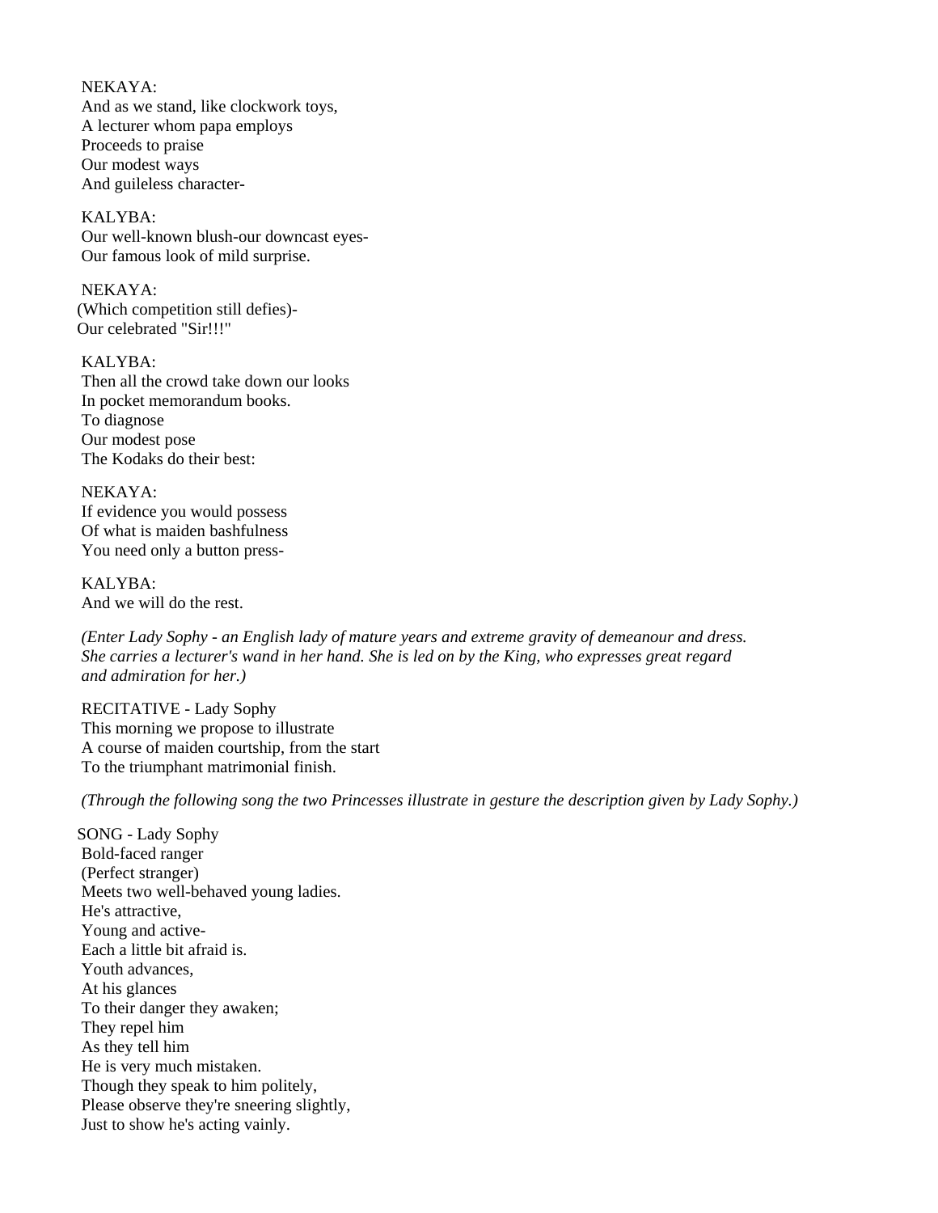NEKAYA:
And as we stand, like clockwork toys,
A lecturer whom papa employs
Proceeds to praise
Our modest ways
And guileless character-

KALYBA:
Our well-known blush-our downcast eyes-
Our famous look of mild surprise.

NEKAYA:
(Which competition still defies)-
Our celebrated "Sir!!!"

KALYBA:
Then all the crowd take down our looks
In pocket memorandum books.
To diagnose
Our modest pose
The Kodaks do their best:

NEKAYA:
If evidence you would possess
Of what is maiden bashfulness
You need only a button press-

KALYBA:
And we will do the rest.

*(Enter Lady Sophy - an English lady of mature years and extreme gravity of demeanour and dress. She carries a lecturer's wand in her hand. She is led on by the King, who expresses great regard and admiration for her.)*

RECITATIVE - Lady Sophy
This morning we propose to illustrate
A course of maiden courtship, from the start
To the triumphant matrimonial finish.

*(Through the following song the two Princesses illustrate in gesture the description given by Lady Sophy.)*

SONG - Lady Sophy
Bold-faced ranger
(Perfect stranger)
Meets two well-behaved young ladies.
He's attractive,
Young and active-
Each a little bit afraid is.
Youth advances,
At his glances
To their danger they awaken;
They repel him
As they tell him
He is very much mistaken.
Though they speak to him politely,
Please observe they're sneering slightly,
Just to show he's acting vainly.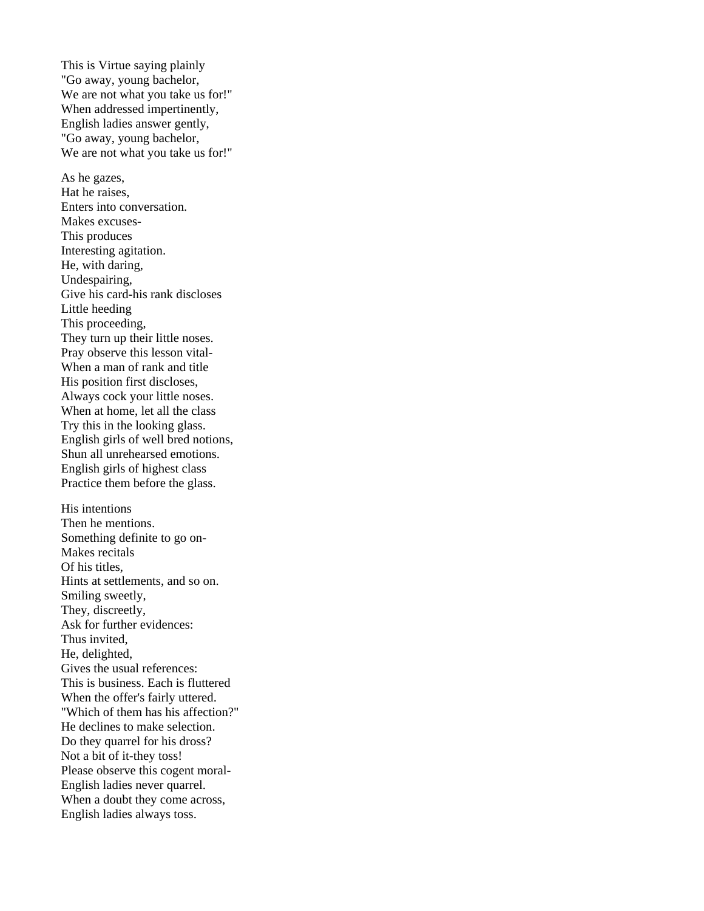This is Virtue saying plainly
"Go away, young bachelor,
We are not what you take us for!"
When addressed impertinently,
English ladies answer gently,
"Go away, young bachelor,
We are not what you take us for!"

As he gazes,
Hat he raises,
Enters into conversation.
Makes excuses-
This produces
Interesting agitation.
He, with daring,
Undespairing,
Give his card-his rank discloses
Little heeding
This proceeding,
They turn up their little noses.
Pray observe this lesson vital-
When a man of rank and title
His position first discloses,
Always cock your little noses.
When at home, let all the class
Try this in the looking glass.
English girls of well bred notions,
Shun all unrehearsed emotions.
English girls of highest class
Practice them before the glass.

His intentions
Then he mentions.
Something definite to go on-
Makes recitals
Of his titles,
Hints at settlements, and so on.
Smiling sweetly,
They, discreetly,
Ask for further evidences:
Thus invited,
He, delighted,
Gives the usual references:
This is business. Each is fluttered
When the offer's fairly uttered.
"Which of them has his affection?"
He declines to make selection.
Do they quarrel for his dross?
Not a bit of it-they toss!
Please observe this cogent moral-
English ladies never quarrel.
When a doubt they come across,
English ladies always toss.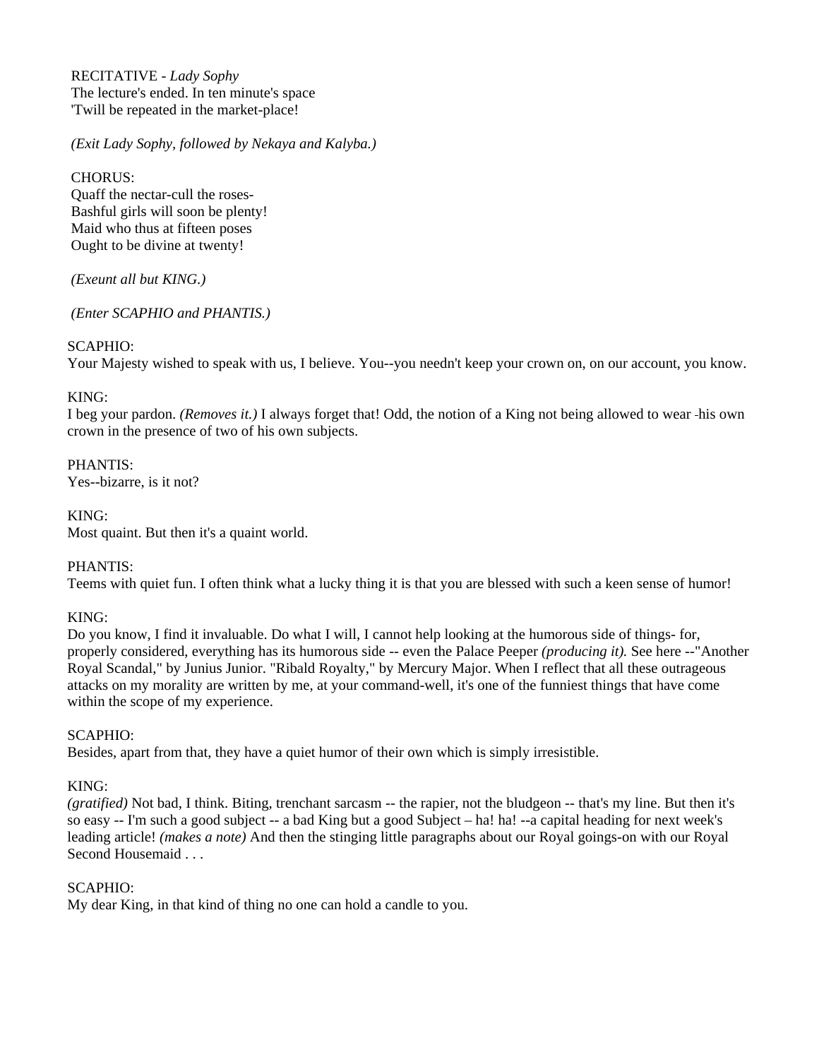RECITATIVE - *Lady Sophy*
The lecture's ended. In ten minute's space
'Twill be repeated in the market-place!

*(Exit Lady Sophy, followed by Nekaya and Kalyba.)*

CHORUS:
Quaff the nectar-cull the roses-
Bashful girls will soon be plenty!
Maid who thus at fifteen poses
Ought to be divine at twenty!

*(Exeunt all but KING.)*

*(Enter SCAPHIO and PHANTIS.)*

SCAPHIO:
Your Majesty wished to speak with us, I believe. You--you needn't keep your crown on, on our account, you know.

KING:
I beg your pardon. *(Removes it.)* I always forget that! Odd, the notion of a King not being allowed to wear his own crown in the presence of two of his own subjects.

PHANTIS:
Yes--bizarre, is it not?

KING:
Most quaint. But then it's a quaint world.

PHANTIS:
Teems with quiet fun. I often think what a lucky thing it is that you are blessed with such a keen sense of humor!

KING:
Do you know, I find it invaluable. Do what I will, I cannot help looking at the humorous side of things- for, properly considered, everything has its humorous side -- even the Palace Peeper *(producing it).* See here --"Another Royal Scandal," by Junius Junior. "Ribald Royalty," by Mercury Major. When I reflect that all these outrageous attacks on my morality are written by me, at your command-well, it's one of the funniest things that have come within the scope of my experience.

SCAPHIO:
Besides, apart from that, they have a quiet humor of their own which is simply irresistible.

KING:
*(gratified)* Not bad, I think. Biting, trenchant sarcasm -- the rapier, not the bludgeon -- that's my line. But then it's so easy -- I'm such a good subject -- a bad King but a good Subject – ha! ha! --a capital heading for next week's leading article! *(makes a note)* And then the stinging little paragraphs about our Royal goings-on with our Royal Second Housemaid . . .

SCAPHIO:
My dear King, in that kind of thing no one can hold a candle to you.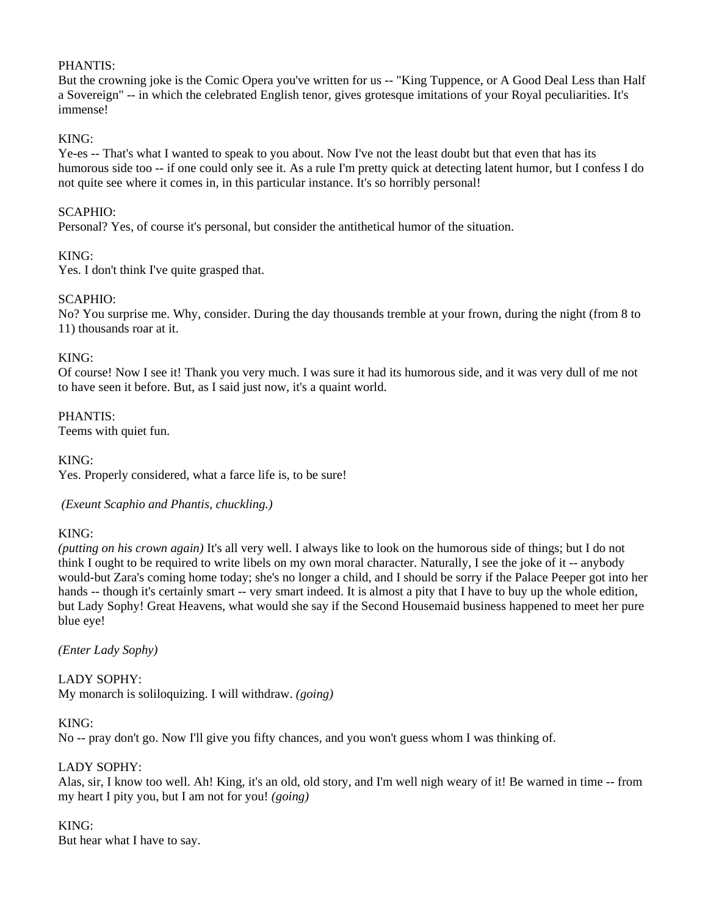PHANTIS:
But the crowning joke is the Comic Opera you've written for us -- "King Tuppence, or A Good Deal Less than Half a Sovereign" -- in which the celebrated English tenor, gives grotesque imitations of your Royal peculiarities. It's immense!

KING:
Ye-es -- That's what I wanted to speak to you about. Now I've not the least doubt but that even that has its humorous side too -- if one could only see it. As a rule I'm pretty quick at detecting latent humor, but I confess I do not quite see where it comes in, in this particular instance. It's so horribly personal!

SCAPHIO:
Personal? Yes, of course it's personal, but consider the antithetical humor of the situation.

KING:
Yes. I don't think I've quite grasped that.

SCAPHIO:
No? You surprise me. Why, consider. During the day thousands tremble at your frown, during the night (from 8 to 11) thousands roar at it.

KING:
Of course! Now I see it! Thank you very much. I was sure it had its humorous side, and it was very dull of me not to have seen it before. But, as I said just now, it's a quaint world.

PHANTIS:
Teems with quiet fun.

KING:
Yes. Properly considered, what a farce life is, to be sure!

*(Exeunt Scaphio and Phantis, chuckling.)*

KING:
*(putting on his crown again)* It's all very well. I always like to look on the humorous side of things; but I do not think I ought to be required to write libels on my own moral character. Naturally, I see the joke of it -- anybody would-but Zara's coming home today; she's no longer a child, and I should be sorry if the Palace Peeper got into her hands -- though it's certainly smart -- very smart indeed. It is almost a pity that I have to buy up the whole edition, but Lady Sophy! Great Heavens, what would she say if the Second Housemaid business happened to meet her pure blue eye!

*(Enter Lady Sophy)*

LADY SOPHY:
My monarch is soliloquizing. I will withdraw. *(going)*

KING:
No -- pray don't go. Now I'll give you fifty chances, and you won't guess whom I was thinking of.

LADY SOPHY:
Alas, sir, I know too well. Ah! King, it's an old, old story, and I'm well nigh weary of it! Be warned in time -- from my heart I pity you, but I am not for you! *(going)*

KING:
But hear what I have to say.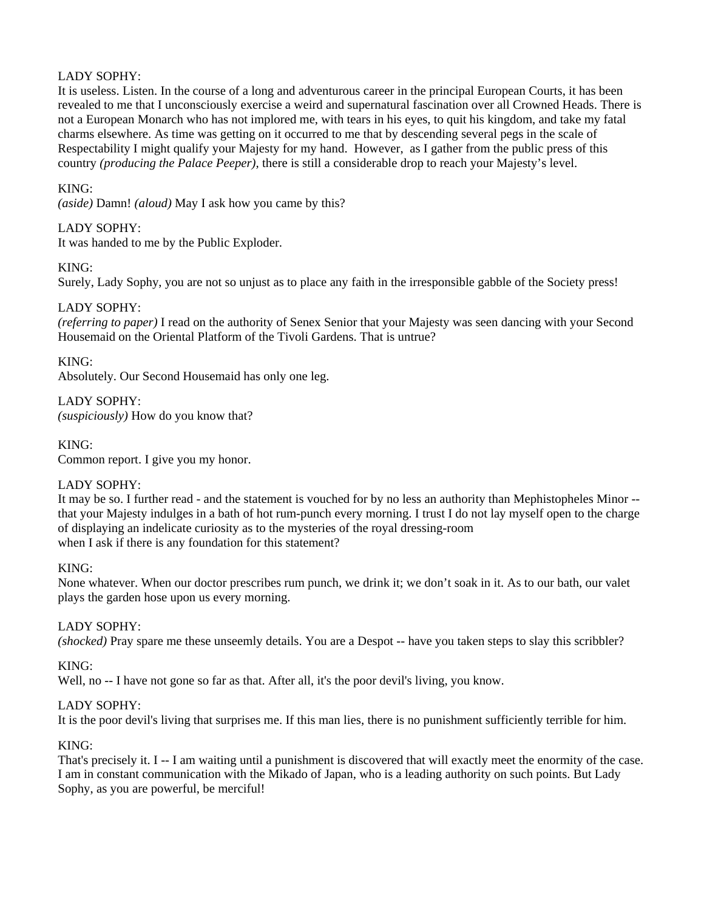LADY SOPHY:
It is useless. Listen. In the course of a long and adventurous career in the principal European Courts, it has been revealed to me that I unconsciously exercise a weird and supernatural fascination over all Crowned Heads. There is not a European Monarch who has not implored me, with tears in his eyes, to quit his kingdom, and take my fatal charms elsewhere. As time was getting on it occurred to me that by descending several pegs in the scale of Respectability I might qualify your Majesty for my hand. However, as I gather from the public press of this country *(producing the Palace Peeper),* there is still a considerable drop to reach your Majesty's level.

KING:
*(aside)* Damn! *(aloud)* May I ask how you came by this?

LADY SOPHY:
It was handed to me by the Public Exploder.

KING:
Surely, Lady Sophy, you are not so unjust as to place any faith in the irresponsible gabble of the Society press!

LADY SOPHY:
*(referring to paper)* I read on the authority of Senex Senior that your Majesty was seen dancing with your Second Housemaid on the Oriental Platform of the Tivoli Gardens. That is untrue?

KING:
Absolutely. Our Second Housemaid has only one leg.

LADY SOPHY:
*(suspiciously)* How do you know that?

KING:
Common report. I give you my honor.

LADY SOPHY:
It may be so. I further read - and the statement is vouched for by no less an authority than Mephistopheles Minor -- that your Majesty indulges in a bath of hot rum-punch every morning. I trust I do not lay myself open to the charge of displaying an indelicate curiosity as to the mysteries of the royal dressing-room
when I ask if there is any foundation for this statement?

KING:
None whatever. When our doctor prescribes rum punch, we drink it; we don't soak in it. As to our bath, our valet plays the garden hose upon us every morning.

LADY SOPHY:
*(shocked)* Pray spare me these unseemly details. You are a Despot -- have you taken steps to slay this scribbler?

KING:
Well, no -- I have not gone so far as that. After all, it's the poor devil's living, you know.

LADY SOPHY:
It is the poor devil's living that surprises me. If this man lies, there is no punishment sufficiently terrible for him.

KING:
That's precisely it. I -- I am waiting until a punishment is discovered that will exactly meet the enormity of the case. I am in constant communication with the Mikado of Japan, who is a leading authority on such points. But Lady Sophy, as you are powerful, be merciful!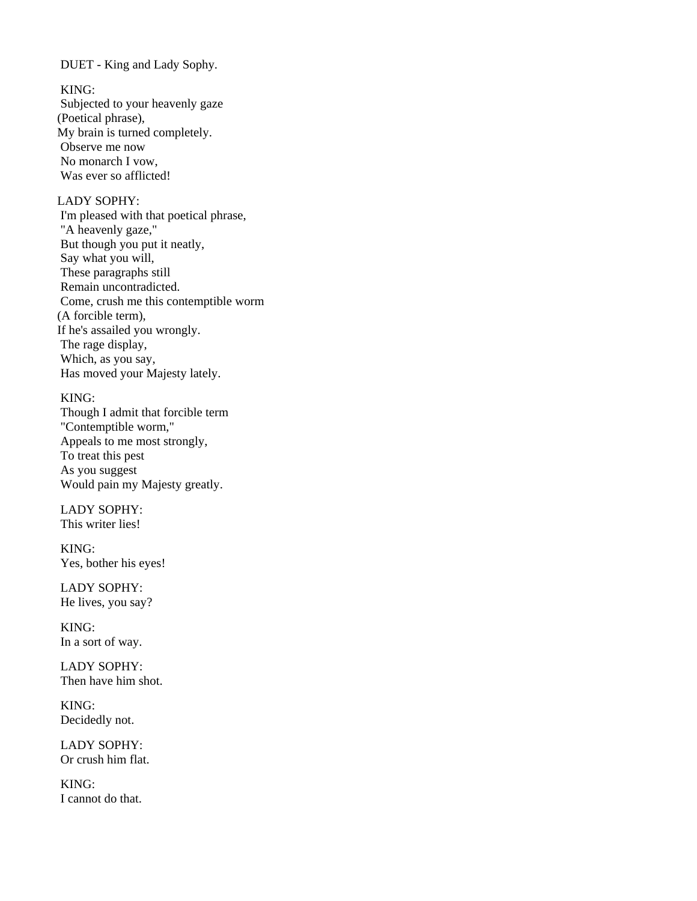DUET - King and Lady Sophy.

KING:
Subjected to your heavenly gaze
(Poetical phrase),
My brain is turned completely.
Observe me now
No monarch I vow,
Was ever so afflicted!

LADY SOPHY:
I'm pleased with that poetical phrase,
"A heavenly gaze,"
But though you put it neatly,
Say what you will,
These paragraphs still
Remain uncontradicted.
Come, crush me this contemptible worm
(A forcible term),
If he's assailed you wrongly.
The rage display,
Which, as you say,
Has moved your Majesty lately.

KING:
Though I admit that forcible term
"Contemptible worm,"
Appeals to me most strongly,
To treat this pest
As you suggest
Would pain my Majesty greatly.

LADY SOPHY:
This writer lies!

KING:
Yes, bother his eyes!

LADY SOPHY:
He lives, you say?

KING:
In a sort of way.

LADY SOPHY:
Then have him shot.

KING:
Decidedly not.

LADY SOPHY:
Or crush him flat.

KING:
I cannot do that.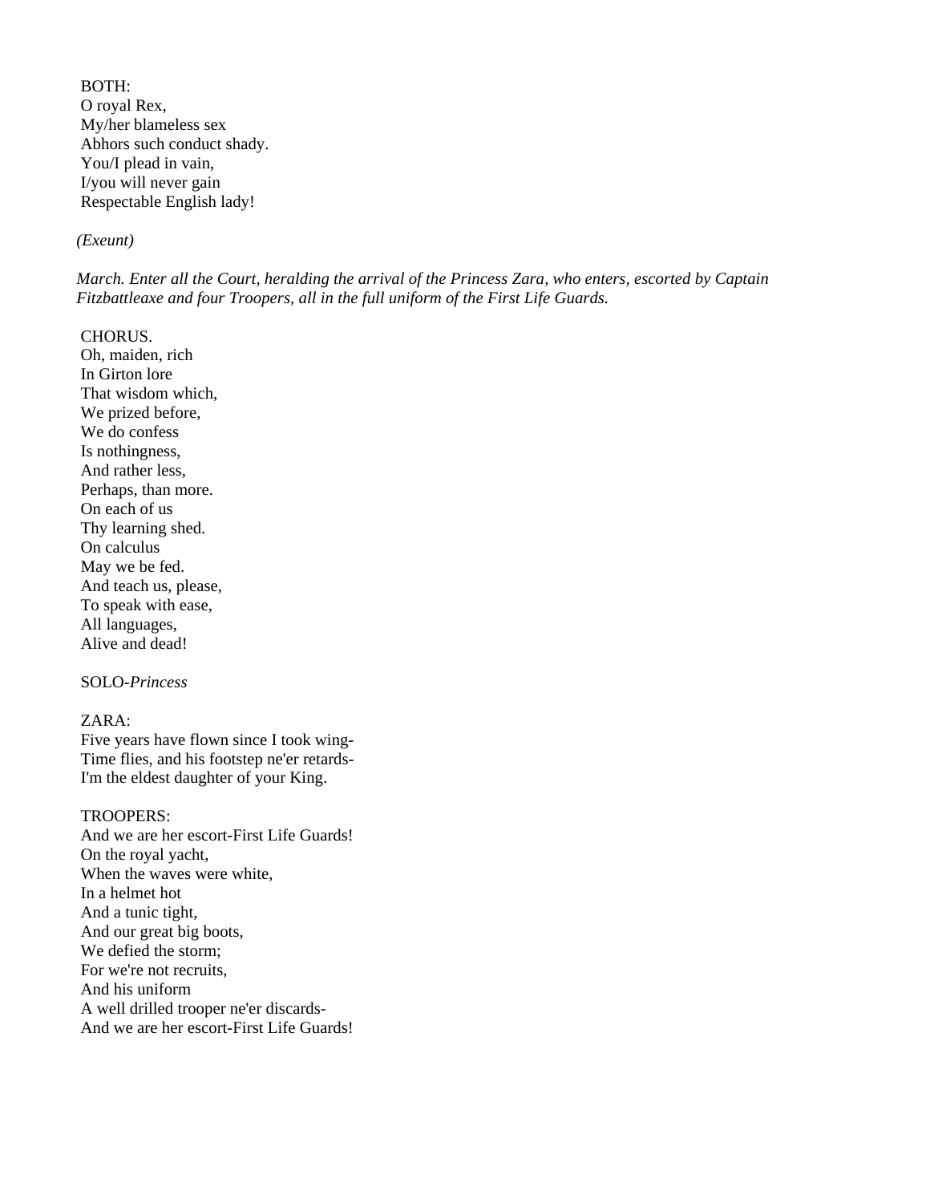BOTH:
O royal Rex,
My/her blameless sex
Abhors such conduct shady.
You/I plead in vain,
I/you will never gain
Respectable English lady!

*(Exeunt)*

*March. Enter all the Court, heralding the arrival of the Princess Zara, who enters, escorted by Captain Fitzbattleaxe and four Troopers, all in the full uniform of the First Life Guards.*

CHORUS.
Oh, maiden, rich
In Girton lore
That wisdom which,
We prized before,
We do confess
Is nothingness,
And rather less,
Perhaps, than more.
On each of us
Thy learning shed.
On calculus
May we be fed.
And teach us, please,
To speak with ease,
All languages,
Alive and dead!

SOLO-*Princess*

ZARA:
Five years have flown since I took wing-
Time flies, and his footstep ne'er retards-
I'm the eldest daughter of your King.

TROOPERS:
And we are her escort-First Life Guards!
On the royal yacht,
When the waves were white,
In a helmet hot
And a tunic tight,
And our great big boots,
We defied the storm;
For we're not recruits,
And his uniform
A well drilled trooper ne'er discards-
And we are her escort-First Life Guards!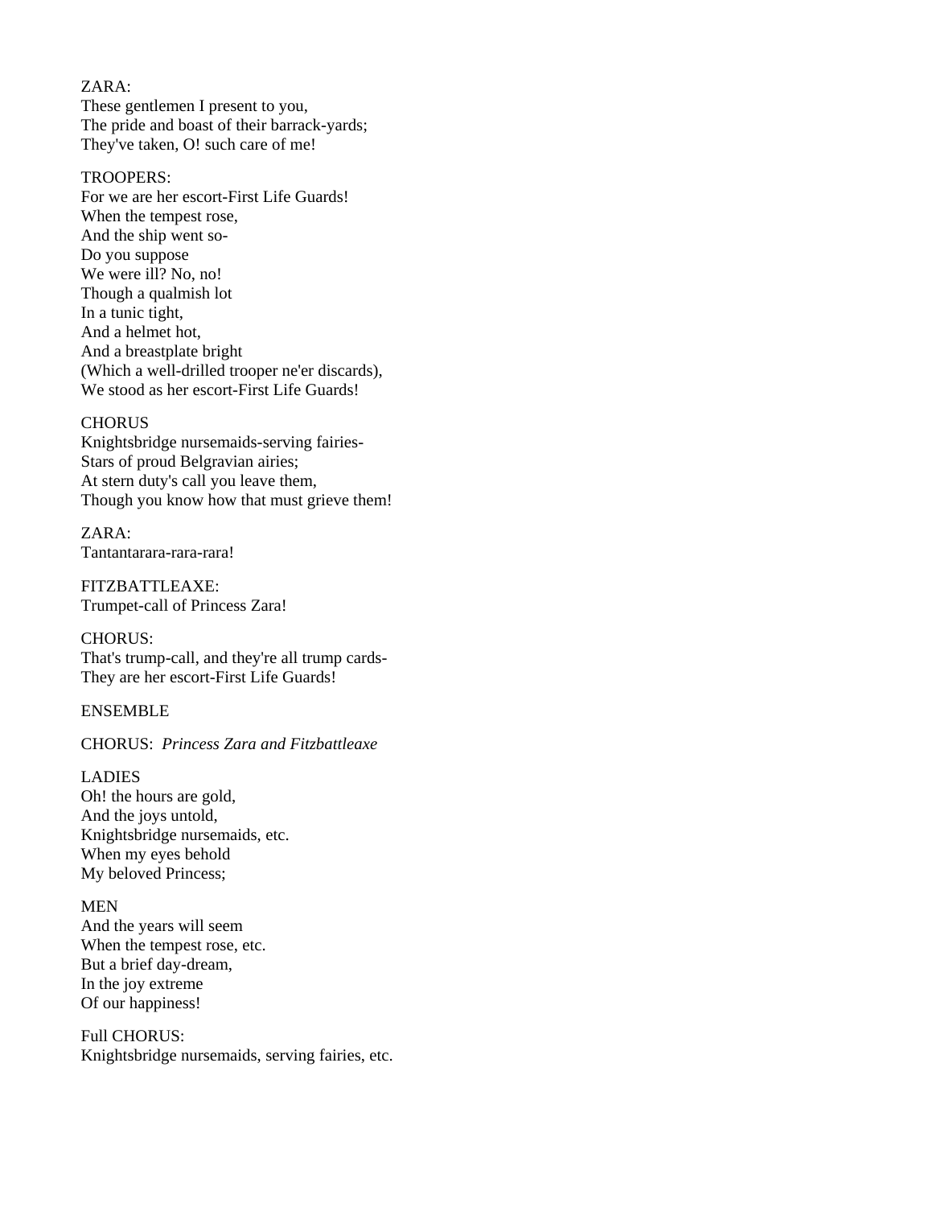ZARA:
These gentlemen I present to you,
The pride and boast of their barrack-yards;
They've taken, O! such care of me!

TROOPERS:
For we are her escort-First Life Guards!
When the tempest rose,
And the ship went so-
Do you suppose
We were ill? No, no!
Though a qualmish lot
In a tunic tight,
And a helmet hot,
And a breastplate bright
(Which a well-drilled trooper ne'er discards),
We stood as her escort-First Life Guards!

CHORUS
Knightsbridge nursemaids-serving fairies-
Stars of proud Belgravian airies;
At stern duty's call you leave them,
Though you know how that must grieve them!

ZARA:
Tantantarara-rara-rara!

FITZBATTLEAXE:
Trumpet-call of Princess Zara!

CHORUS:
That's trump-call, and they're all trump cards-
They are her escort-First Life Guards!

ENSEMBLE

CHORUS: *Princess Zara and Fitzbattleaxe*

LADIES
Oh! the hours are gold,
And the joys untold,
Knightsbridge nursemaids, etc.
When my eyes behold
My beloved Princess;

MEN
And the years will seem
When the tempest rose, etc.
But a brief day-dream,
In the joy extreme
Of our happiness!

Full CHORUS:
Knightsbridge nursemaids, serving fairies, etc.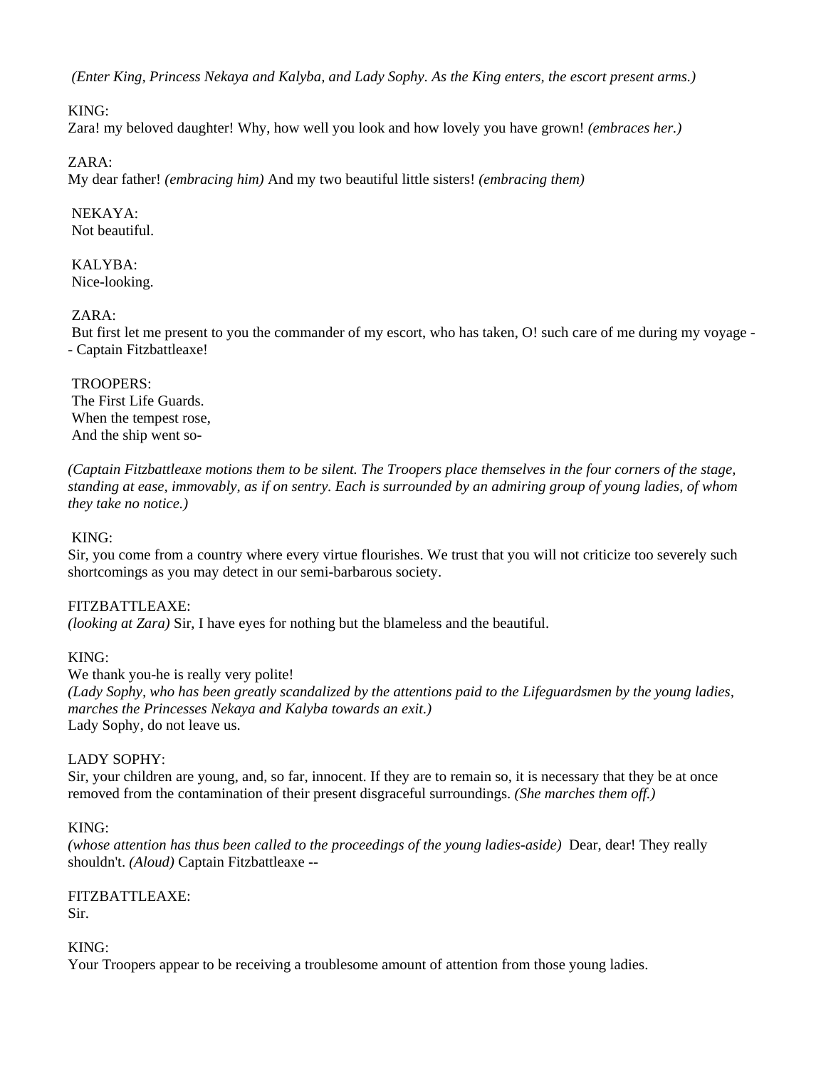*(Enter King, Princess Nekaya and Kalyba, and Lady Sophy. As the King enters, the escort present arms.)*

KING:
Zara! my beloved daughter! Why, how well you look and how lovely you have grown! *(embraces her.)*

ZARA:
My dear father! *(embracing him)* And my two beautiful little sisters! *(embracing them)*

NEKAYA:
Not beautiful.

KALYBA:
Nice-looking.

ZARA:
But first let me present to you the commander of my escort, who has taken, O! such care of me during my voyage -- Captain Fitzbattleaxe!

TROOPERS:
The First Life Guards.
When the tempest rose,
And the ship went so-

*(Captain Fitzbattleaxe motions them to be silent. The Troopers place themselves in the four corners of the stage, standing at ease, immovably, as if on sentry. Each is surrounded by an admiring group of young ladies, of whom they take no notice.)*

KING:
Sir, you come from a country where every virtue flourishes. We trust that you will not criticize too severely such shortcomings as you may detect in our semi-barbarous society.

FITZBATTLEAXE:
*(looking at Zara)* Sir, I have eyes for nothing but the blameless and the beautiful.

KING:
We thank you-he is really very polite!
*(Lady Sophy, who has been greatly scandalized by the attentions paid to the Lifeguardsmen by the young ladies, marches the Princesses Nekaya and Kalyba towards an exit.)*
Lady Sophy, do not leave us.

LADY SOPHY:
Sir, your children are young, and, so far, innocent. If they are to remain so, it is necessary that they be at once removed from the contamination of their present disgraceful surroundings. *(She marches them off.)*

KING:
*(whose attention has thus been called to the proceedings of the young ladies-aside)* Dear, dear! They really shouldn't. *(Aloud)* Captain Fitzbattleaxe --

FITZBATTLEAXE:
Sir.

KING:
Your Troopers appear to be receiving a troublesome amount of attention from those young ladies.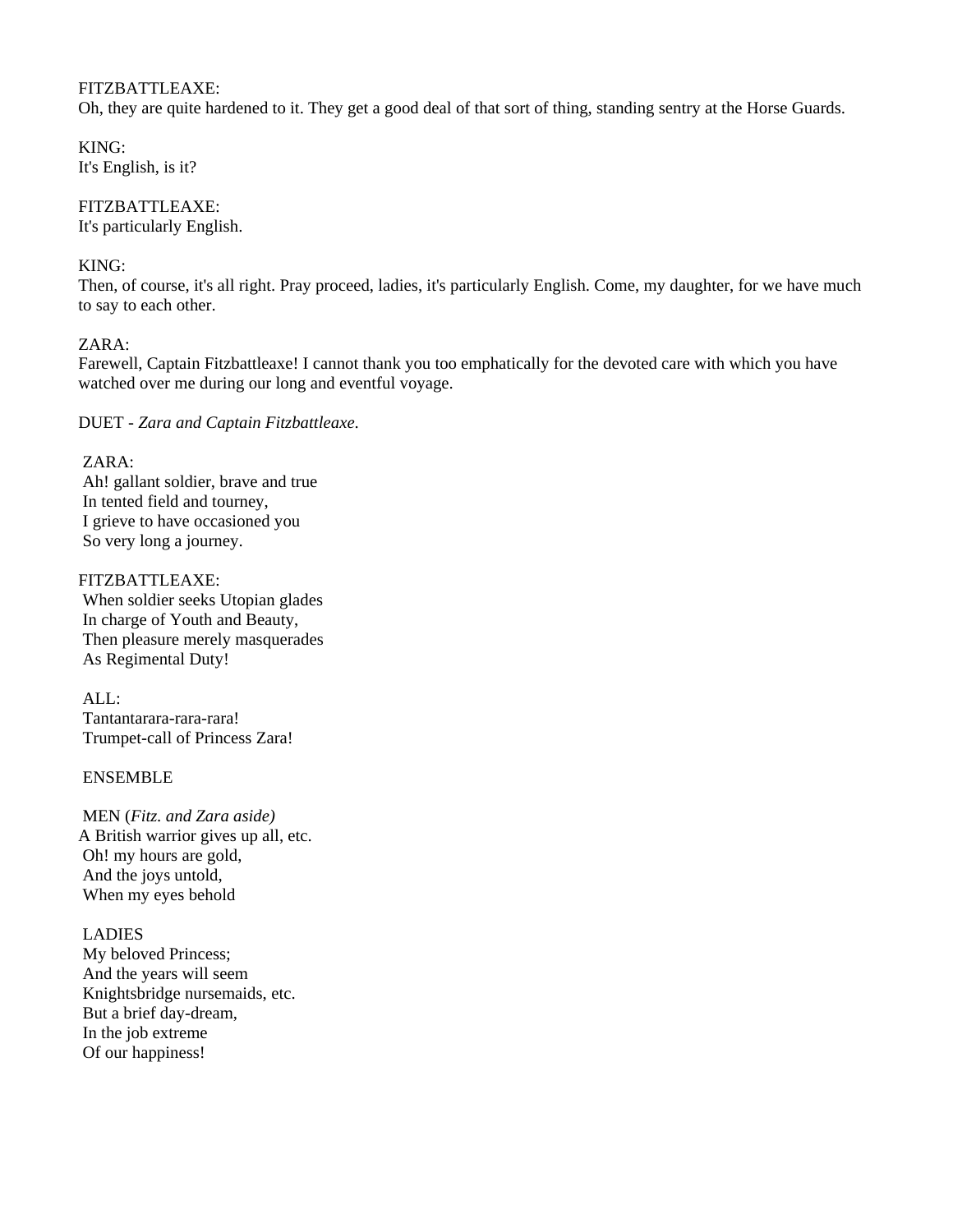FITZBATTLEAXE:
Oh, they are quite hardened to it. They get a good deal of that sort of thing, standing sentry at the Horse Guards.

KING:
It's English, is it?

FITZBATTLEAXE:
It's particularly English.

KING:
Then, of course, it's all right. Pray proceed, ladies, it's particularly English. Come, my daughter, for we have much to say to each other.

ZARA:
Farewell, Captain Fitzbattleaxe! I cannot thank you too emphatically for the devoted care with which you have watched over me during our long and eventful voyage.

DUET - *Zara and Captain Fitzbattleaxe*.

ZARA:
Ah! gallant soldier, brave and true
In tented field and tourney,
I grieve to have occasioned you
So very long a journey.

FITZBATTLEAXE:
When soldier seeks Utopian glades
In charge of Youth and Beauty,
Then pleasure merely masquerades
As Regimental Duty!

ALL:
Tantantarara-rara-rara!
Trumpet-call of Princess Zara!

ENSEMBLE

MEN (*Fitz. and Zara aside)*
A British warrior gives up all, etc.
Oh! my hours are gold,
And the joys untold,
When my eyes behold

LADIES
My beloved Princess;
And the years will seem
Knightsbridge nursemaids, etc.
But a brief day-dream,
In the job extreme
Of our happiness!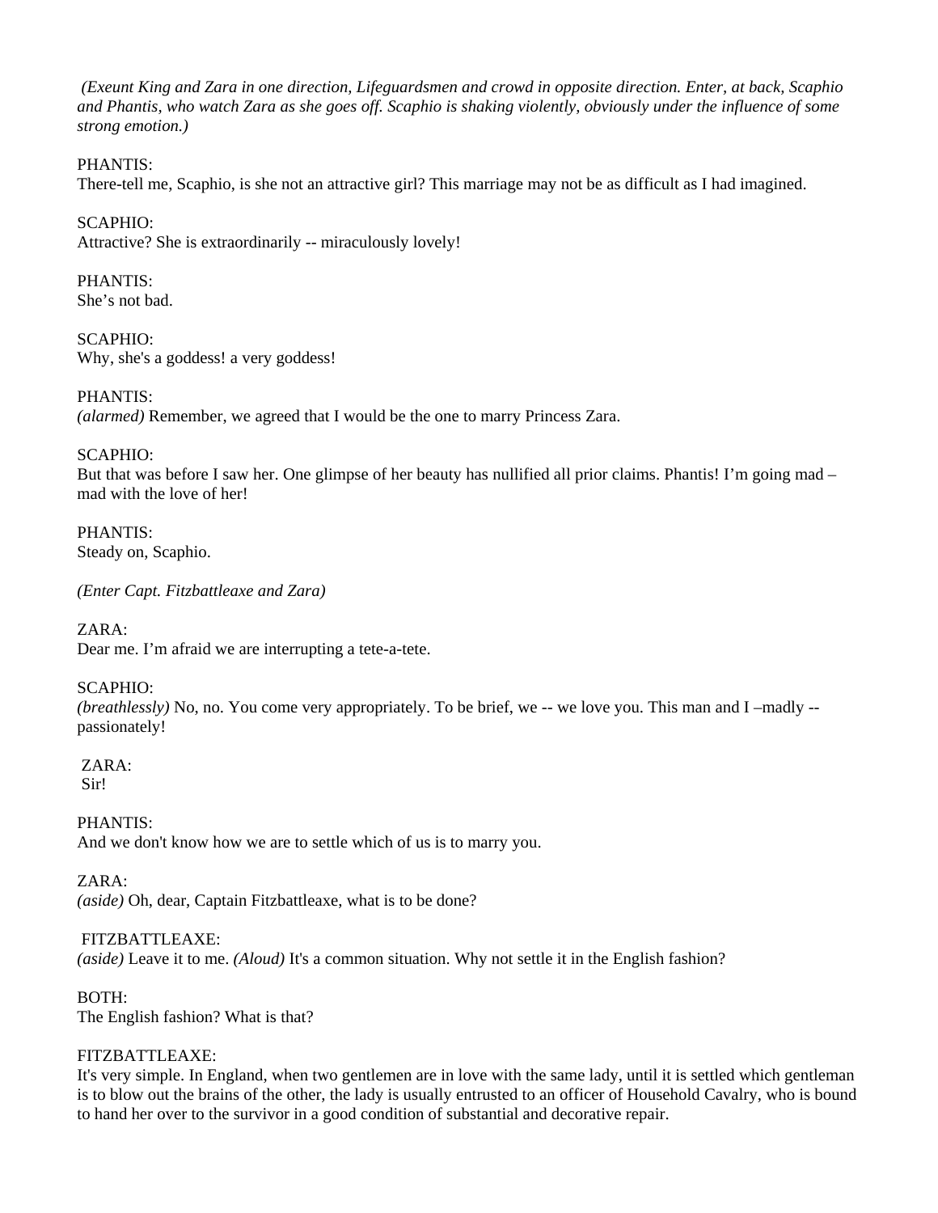*(Exeunt King and Zara in one direction, Lifeguardsmen and crowd in opposite direction. Enter, at back, Scaphio and Phantis, who watch Zara as she goes off. Scaphio is shaking violently, obviously under the influence of some strong emotion.)*

PHANTIS:
There-tell me, Scaphio, is she not an attractive girl? This marriage may not be as difficult as I had imagined.

SCAPHIO:
Attractive? She is extraordinarily -- miraculously lovely!

PHANTIS:
She's not bad.

SCAPHIO:
Why, she's a goddess! a very goddess!

PHANTIS:
*(alarmed)* Remember, we agreed that I would be the one to marry Princess Zara.

SCAPHIO:
But that was before I saw her. One glimpse of her beauty has nullified all prior claims. Phantis! I'm going mad – mad with the love of her!

PHANTIS:
Steady on, Scaphio.

*(Enter Capt. Fitzbattleaxe and Zara)*

ZARA:
Dear me. I'm afraid we are interrupting a tete-a-tete.

SCAPHIO:
*(breathlessly)* No, no. You come very appropriately. To be brief, we -- we love you. This man and I –madly -- passionately!

ZARA:
Sir!

PHANTIS:
And we don't know how we are to settle which of us is to marry you.

ZARA:
*(aside)* Oh, dear, Captain Fitzbattleaxe, what is to be done?

FITZBATTLEAXE:
*(aside)* Leave it to me. *(Aloud)* It's a common situation. Why not settle it in the English fashion?

BOTH:
The English fashion? What is that?

FITZBATTLEAXE:
It's very simple. In England, when two gentlemen are in love with the same lady, until it is settled which gentleman is to blow out the brains of the other, the lady is usually entrusted to an officer of Household Cavalry, who is bound to hand her over to the survivor in a good condition of substantial and decorative repair.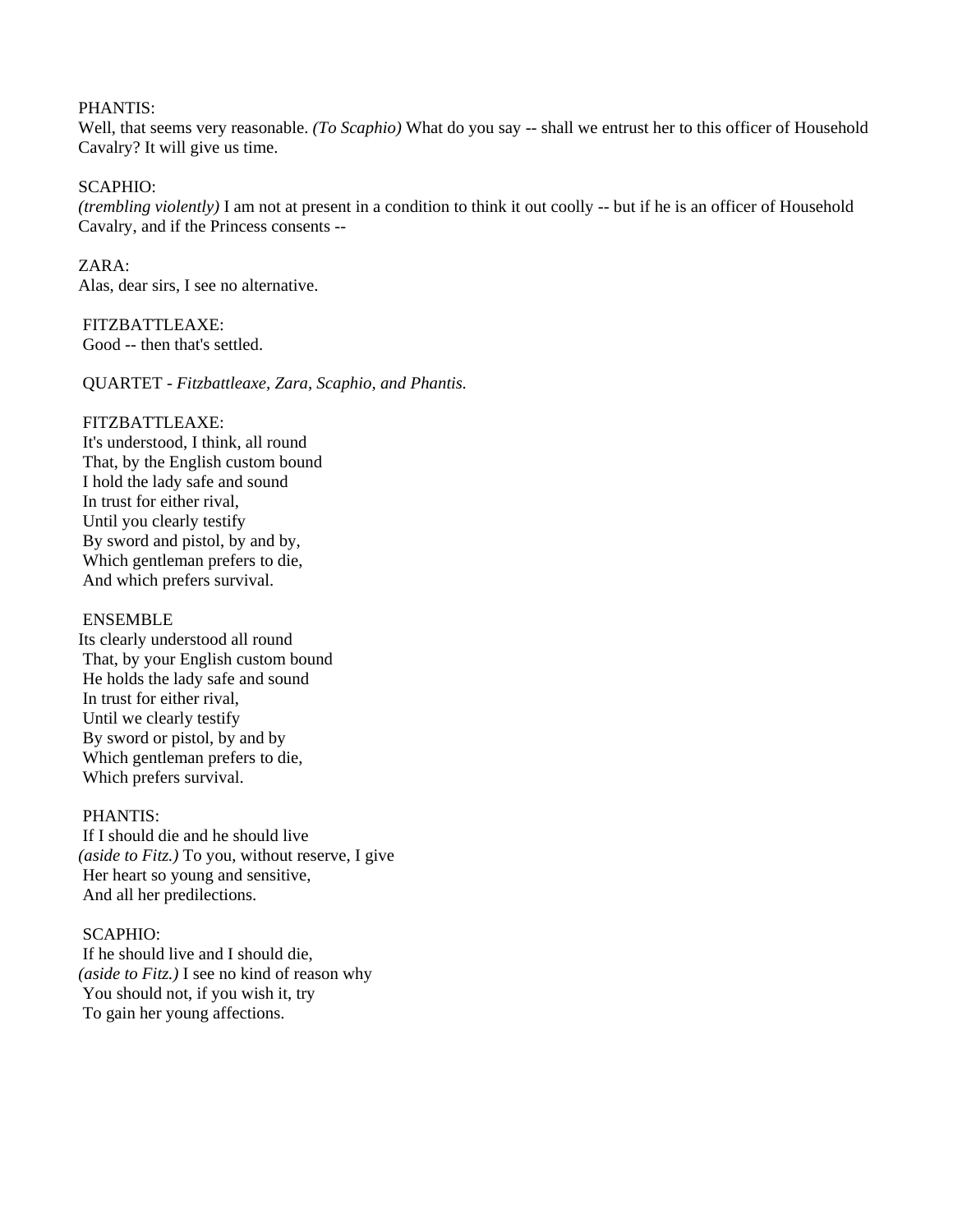PHANTIS:
Well, that seems very reasonable. *(To Scaphio)* What do you say -- shall we entrust her to this officer of Household Cavalry? It will give us time.

SCAPHIO:
*(trembling violently)* I am not at present in a condition to think it out coolly -- but if he is an officer of Household Cavalry, and if the Princess consents --

ZARA:
Alas, dear sirs, I see no alternative.

FITZBATTLEAXE:
Good -- then that's settled.

QUARTET - *Fitzbattleaxe, Zara, Scaphio, and Phantis.*

FITZBATTLEAXE:
It's understood, I think, all round
That, by the English custom bound
I hold the lady safe and sound
In trust for either rival,
Until you clearly testify
By sword and pistol, by and by,
Which gentleman prefers to die,
And which prefers survival.

ENSEMBLE
Its clearly understood all round
That, by your English custom bound
He holds the lady safe and sound
In trust for either rival,
Until we clearly testify
By sword or pistol, by and by
Which gentleman prefers to die,
Which prefers survival.

PHANTIS:
If I should die and he should live
*(aside to Fitz.)* To you, without reserve, I give
Her heart so young and sensitive,
And all her predilections.

SCAPHIO:
If he should live and I should die,
*(aside to Fitz.)* I see no kind of reason why
You should not, if you wish it, try
To gain her young affections.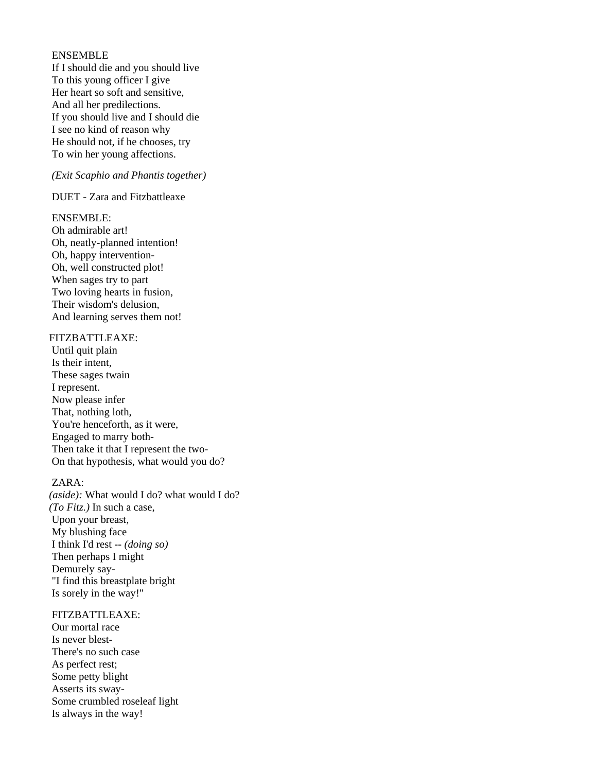ENSEMBLE
If I should die and you should live
To this young officer I give
Her heart so soft and sensitive,
And all her predilections.
If you should live and I should die
I see no kind of reason why
He should not, if he chooses, try
To win her young affections.

*(Exit Scaphio and Phantis together)*

DUET - Zara and Fitzbattleaxe

ENSEMBLE:
Oh admirable art!
Oh, neatly-planned intention!
Oh, happy intervention-
Oh, well constructed plot!
When sages try to part
Two loving hearts in fusion,
Their wisdom's delusion,
And learning serves them not!

FITZBATTLEAXE:
Until quit plain
Is their intent,
These sages twain
I represent.
Now please infer
That, nothing loth,
You're henceforth, as it were,
Engaged to marry both-
Then take it that I represent the two-
On that hypothesis, what would you do?

ZARA:
*(aside):* What would I do? what would I do?
*(To Fitz.)* In such a case,
Upon your breast,
My blushing face
I think I'd rest -- *(doing so)*
Then perhaps I might
Demurely say-
"I find this breastplate bright
Is sorely in the way!"

FITZBATTLEAXE:
Our mortal race
Is never blest-
There's no such case
As perfect rest;
Some petty blight
Asserts its sway-
Some crumbled roseleaf light
Is always in the way!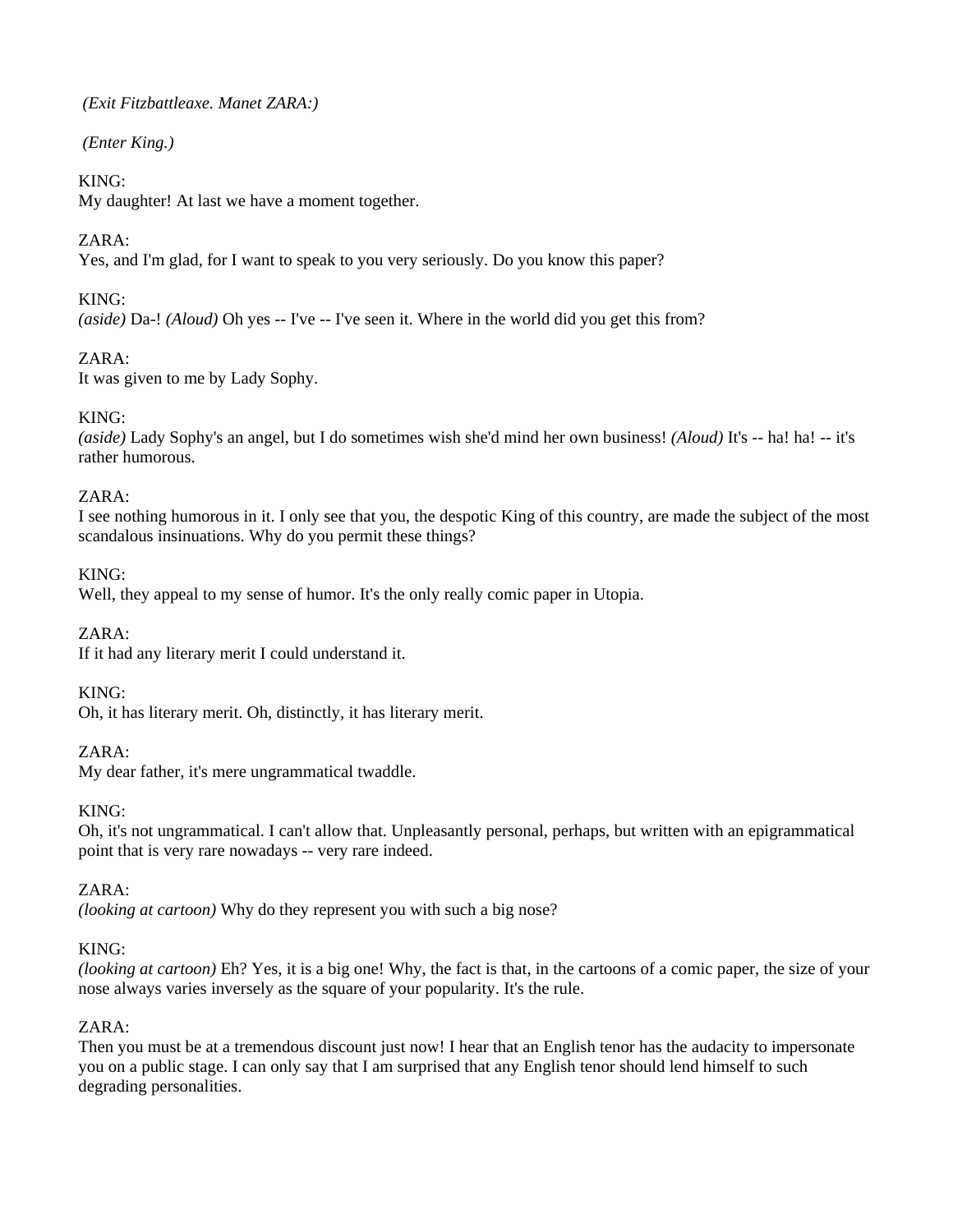*(Exit Fitzbattleaxe. Manet ZARA:)*

*(Enter King.)*

KING:
My daughter! At last we have a moment together.

ZARA:
Yes, and I'm glad, for I want to speak to you very seriously. Do you know this paper?

KING:
*(aside)* Da-! *(Aloud)* Oh yes -- I've -- I've seen it. Where in the world did you get this from?

ZARA:
It was given to me by Lady Sophy.

KING:
*(aside)* Lady Sophy's an angel, but I do sometimes wish she'd mind her own business! *(Aloud)* It's -- ha! ha! -- it's rather humorous.

ZARA:
I see nothing humorous in it. I only see that you, the despotic King of this country, are made the subject of the most scandalous insinuations. Why do you permit these things?

KING:
Well, they appeal to my sense of humor. It's the only really comic paper in Utopia.

ZARA:
If it had any literary merit I could understand it.

KING:
Oh, it has literary merit. Oh, distinctly, it has literary merit.

ZARA:
My dear father, it's mere ungrammatical twaddle.

KING:
Oh, it's not ungrammatical. I can't allow that. Unpleasantly personal, perhaps, but written with an epigrammatical point that is very rare nowadays -- very rare indeed.

ZARA:
*(looking at cartoon)* Why do they represent you with such a big nose?

KING:
*(looking at cartoon)* Eh? Yes, it is a big one! Why, the fact is that, in the cartoons of a comic paper, the size of your nose always varies inversely as the square of your popularity. It's the rule.

ZARA:
Then you must be at a tremendous discount just now! I hear that an English tenor has the audacity to impersonate you on a public stage. I can only say that I am surprised that any English tenor should lend himself to such degrading personalities.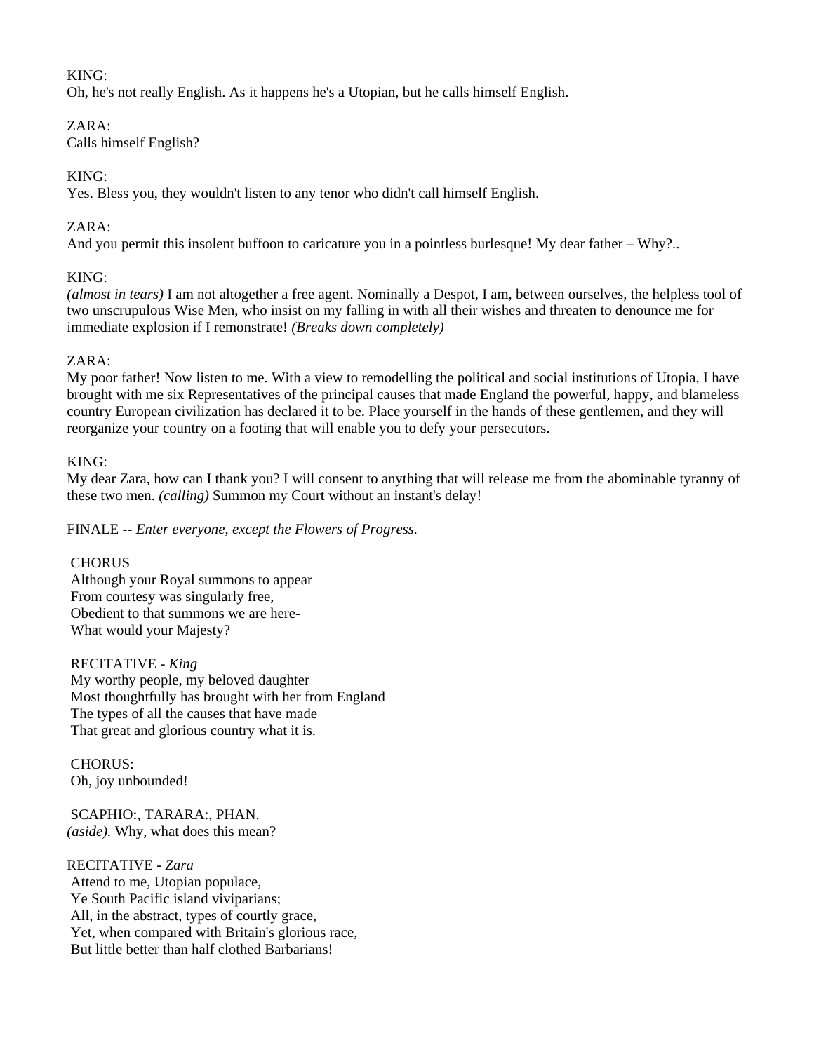KING:
Oh, he's not really English. As it happens he's a Utopian, but he calls himself English.

ZARA:
Calls himself English?

KING:
Yes. Bless you, they wouldn't listen to any tenor who didn't call himself English.

ZARA:
And you permit this insolent buffoon to caricature you in a pointless burlesque! My dear father – Why?..

KING:
*(almost in tears)* I am not altogether a free agent. Nominally a Despot, I am, between ourselves, the helpless tool of two unscrupulous Wise Men, who insist on my falling in with all their wishes and threaten to denounce me for immediate explosion if I remonstrate! *(Breaks down completely)*

ZARA:
My poor father! Now listen to me. With a view to remodelling the political and social institutions of Utopia, I have brought with me six Representatives of the principal causes that made England the powerful, happy, and blameless country European civilization has declared it to be. Place yourself in the hands of these gentlemen, and they will reorganize your country on a footing that will enable you to defy your persecutors.

KING:
My dear Zara, how can I thank you? I will consent to anything that will release me from the abominable tyranny of these two men. *(calling)* Summon my Court without an instant's delay!

FINALE -- *Enter everyone, except the Flowers of Progress.*

CHORUS
Although your Royal summons to appear
From courtesy was singularly free,
Obedient to that summons we are here-
What would your Majesty?

RECITATIVE - *King*
My worthy people, my beloved daughter
Most thoughtfully has brought with her from England
The types of all the causes that have made
That great and glorious country what it is.

CHORUS:
Oh, joy unbounded!

SCAPHIO:, TARARA:, PHAN.
*(aside).* Why, what does this mean?

RECITATIVE - *Zara*
Attend to me, Utopian populace,
Ye South Pacific island viviparians;
All, in the abstract, types of courtly grace,
Yet, when compared with Britain's glorious race,
But little better than half clothed Barbarians!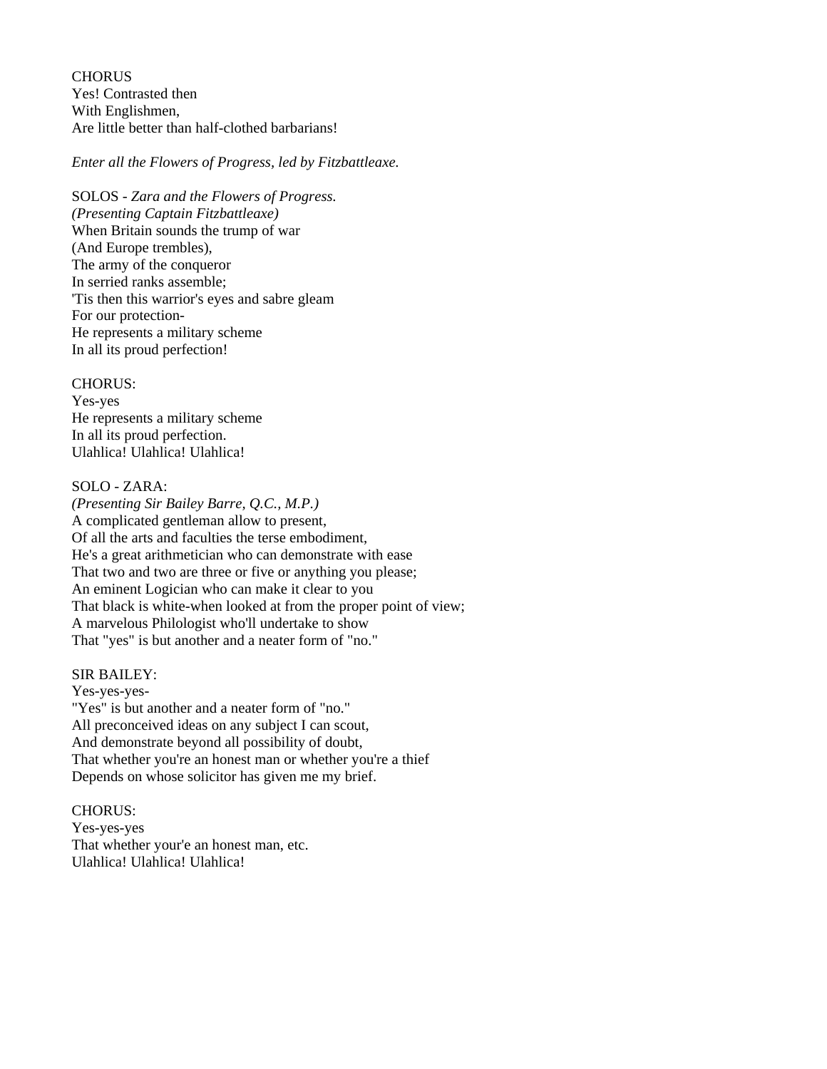CHORUS
Yes! Contrasted then
With Englishmen,
Are little better than half-clothed barbarians!

*Enter all the Flowers of Progress, led by Fitzbattleaxe.*

SOLOS - *Zara and the Flowers of Progress.*
*(Presenting Captain Fitzbattleaxe)*
When Britain sounds the trump of war
(And Europe trembles),
The army of the conqueror
In serried ranks assemble;
'Tis then this warrior's eyes and sabre gleam
For our protection-
He represents a military scheme
In all its proud perfection!

CHORUS:
Yes-yes
He represents a military scheme
In all its proud perfection.
Ulahlica! Ulahlica! Ulahlica!

SOLO - ZARA:
*(Presenting Sir Bailey Barre, Q.C., M.P.)*
A complicated gentleman allow to present,
Of all the arts and faculties the terse embodiment,
He's a great arithmetician who can demonstrate with ease
That two and two are three or five or anything you please;
An eminent Logician who can make it clear to you
That black is white-when looked at from the proper point of view;
A marvelous Philologist who'll undertake to show
That "yes" is but another and a neater form of "no."

SIR BAILEY:
Yes-yes-yes-
"Yes" is but another and a neater form of "no."
All preconceived ideas on any subject I can scout,
And demonstrate beyond all possibility of doubt,
That whether you're an honest man or whether you're a thief
Depends on whose solicitor has given me my brief.

CHORUS:
Yes-yes-yes
That whether your'e an honest man, etc.
Ulahlica! Ulahlica! Ulahlica!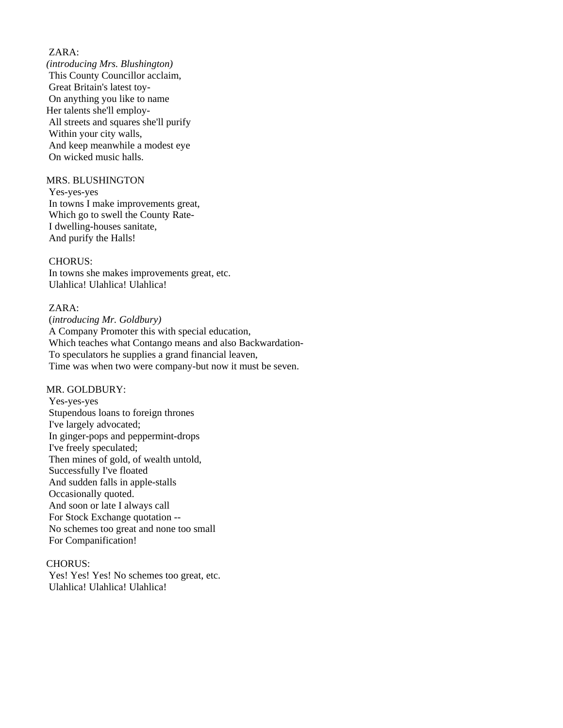ZARA:
*(introducing Mrs. Blushington)*
This County Councillor acclaim,
Great Britain's latest toy-
On anything you like to name
Her talents she'll employ-
All streets and squares she'll purify
Within your city walls,
And keep meanwhile a modest eye
On wicked music halls.

MRS. BLUSHINGTON
Yes-yes-yes
In towns I make improvements great,
Which go to swell the County Rate-
I dwelling-houses sanitate,
And purify the Halls!

CHORUS:
In towns she makes improvements great, etc.
Ulahlica! Ulahlica! Ulahlica!

ZARA:
(*introducing Mr. Goldbury)*
A Company Promoter this with special education,
Which teaches what Contango means and also Backwardation-
To speculators he supplies a grand financial leaven,
Time was when two were company-but now it must be seven.

MR. GOLDBURY:
Yes-yes-yes
Stupendous loans to foreign thrones
I've largely advocated;
In ginger-pops and peppermint-drops
I've freely speculated;
Then mines of gold, of wealth untold,
Successfully I've floated
And sudden falls in apple-stalls
Occasionally quoted.
And soon or late I always call
For Stock Exchange quotation --
No schemes too great and none too small
For Companification!

CHORUS:
Yes! Yes! Yes! No schemes too great, etc.
Ulahlica! Ulahlica! Ulahlica!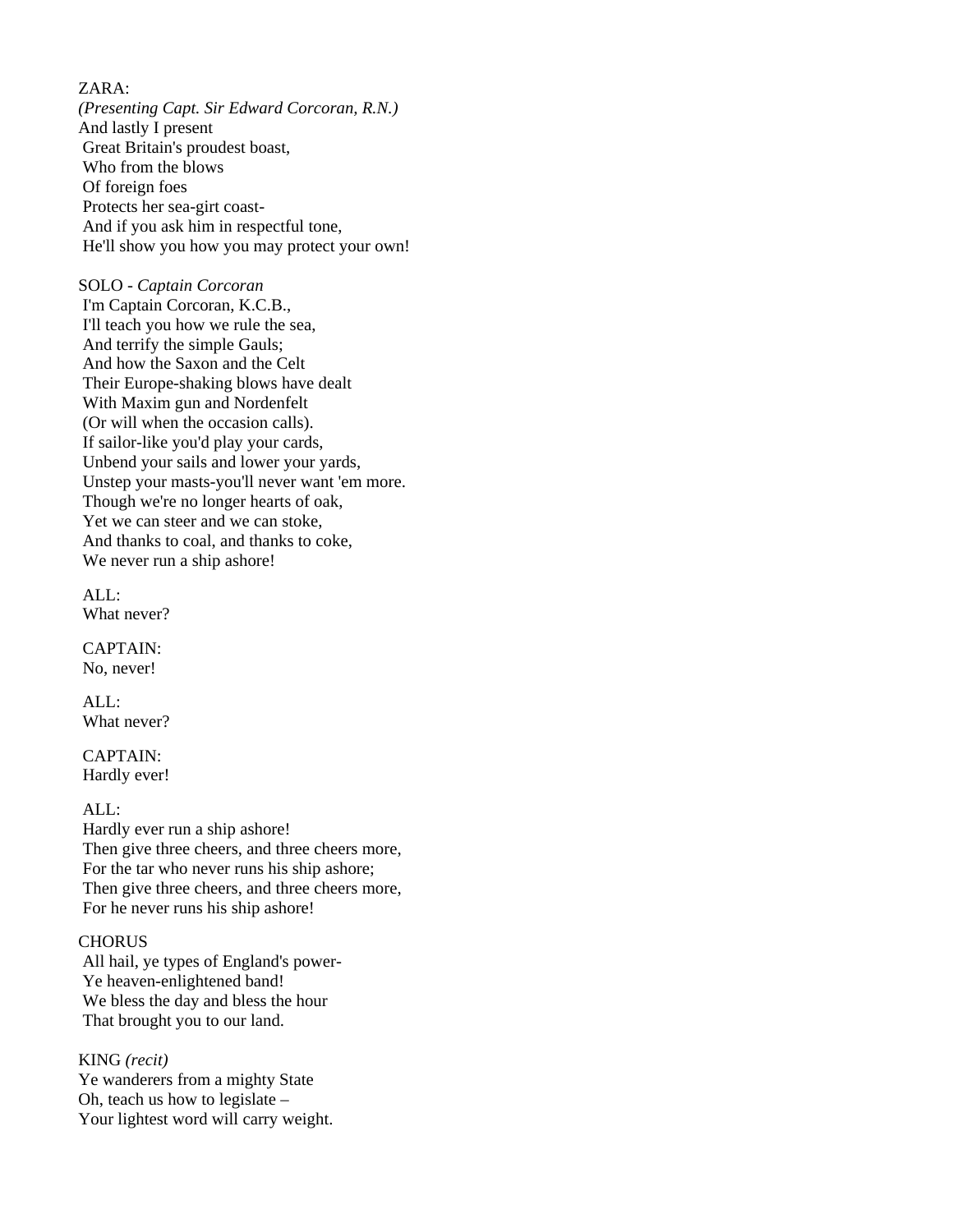ZARA:
*(Presenting Capt. Sir Edward Corcoran, R.N.)*
And lastly I present
Great Britain's proudest boast,
Who from the blows
Of foreign foes
Protects her sea-girt coast-
And if you ask him in respectful tone,
He'll show you how you may protect your own!

SOLO - *Captain Corcoran*
I'm Captain Corcoran, K.C.B.,
I'll teach you how we rule the sea,
And terrify the simple Gauls;
And how the Saxon and the Celt
Their Europe-shaking blows have dealt
With Maxim gun and Nordenfelt
(Or will when the occasion calls).
If sailor-like you'd play your cards,
Unbend your sails and lower your yards,
Unstep your masts-you'll never want 'em more.
Though we're no longer hearts of oak,
Yet we can steer and we can stoke,
And thanks to coal, and thanks to coke,
We never run a ship ashore!

ALL:
What never?

CAPTAIN:
No, never!

ALL:
What never?

CAPTAIN:
Hardly ever!

ALL:
Hardly ever run a ship ashore!
Then give three cheers, and three cheers more,
For the tar who never runs his ship ashore;
Then give three cheers, and three cheers more,
For he never runs his ship ashore!

CHORUS
All hail, ye types of England's power-
Ye heaven-enlightened band!
We bless the day and bless the hour
That brought you to our land.

KING *(recit)*
Ye wanderers from a mighty State
Oh, teach us how to legislate –
Your lightest word will carry weight.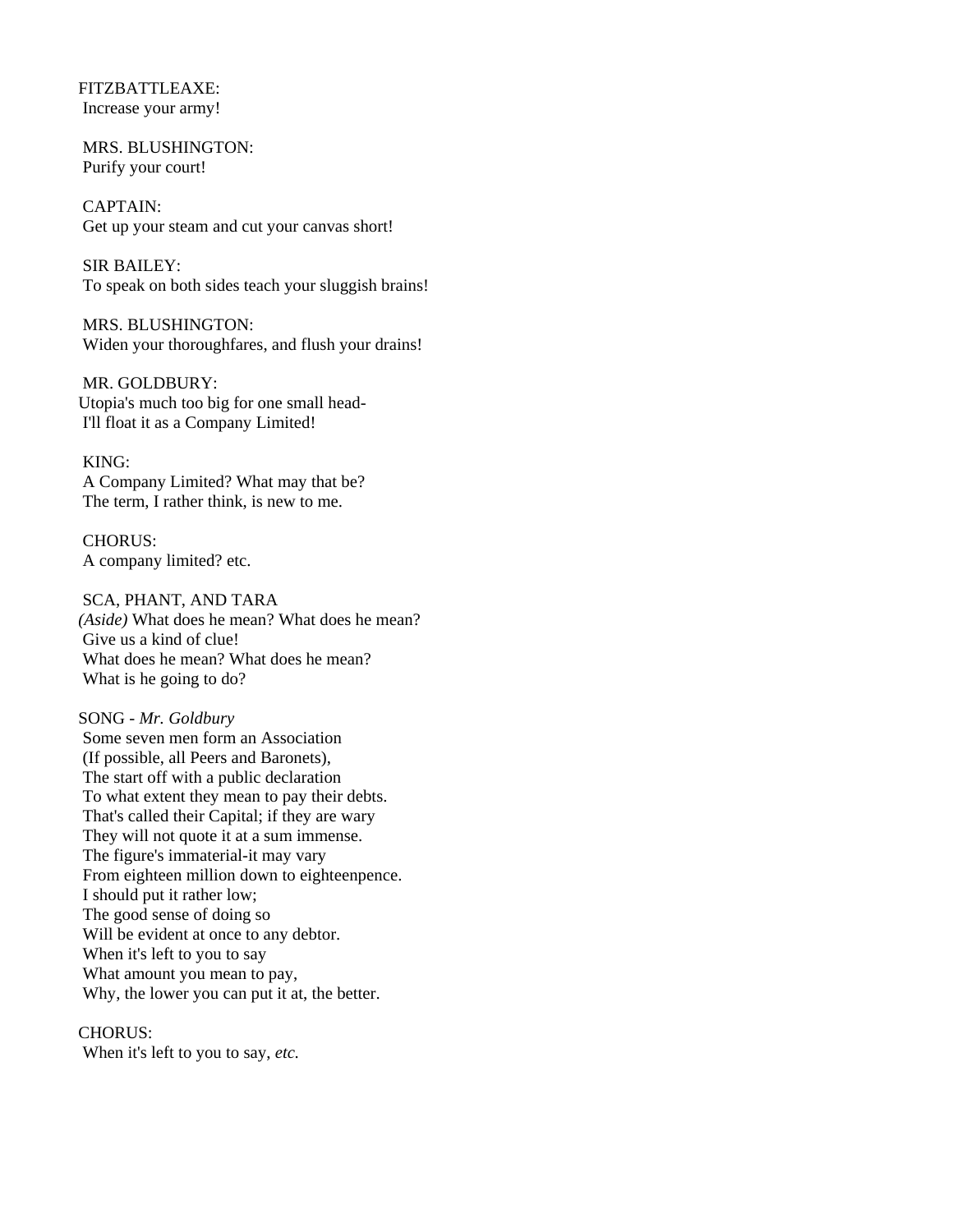FITZBATTLEAXE:
Increase your army!

MRS. BLUSHINGTON:
Purify your court!

CAPTAIN:
Get up your steam and cut your canvas short!

SIR BAILEY:
To speak on both sides teach your sluggish brains!

MRS. BLUSHINGTON:
Widen your thoroughfares, and flush your drains!

MR. GOLDBURY:
Utopia's much too big for one small head-
I'll float it as a Company Limited!

KING:
A Company Limited? What may that be?
The term, I rather think, is new to me.

CHORUS:
A company limited? etc.

SCA, PHANT, AND TARA
*(Aside)* What does he mean? What does he mean?
Give us a kind of clue!
What does he mean? What does he mean?
What is he going to do?

SONG - *Mr. Goldbury*
Some seven men form an Association
(If possible, all Peers and Baronets),
The start off with a public declaration
To what extent they mean to pay their debts.
That's called their Capital; if they are wary
They will not quote it at a sum immense.
The figure's immaterial-it may vary
From eighteen million down to eighteenpence.
I should put it rather low;
The good sense of doing so
Will be evident at once to any debtor.
When it's left to you to say
What amount you mean to pay,
Why, the lower you can put it at, the better.

CHORUS:
When it's left to you to say, *etc.*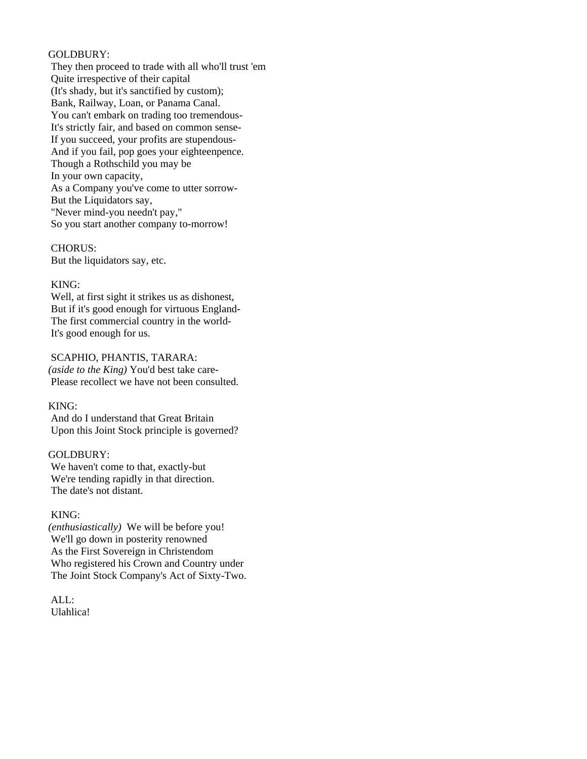GOLDBURY:
They then proceed to trade with all who'll trust 'em
Quite irrespective of their capital
(It's shady, but it's sanctified by custom);
Bank, Railway, Loan, or Panama Canal.
You can't embark on trading too tremendous-
It's strictly fair, and based on common sense-
If you succeed, your profits are stupendous-
And if you fail, pop goes your eighteenpence.
Though a Rothschild you may be
In your own capacity,
As a Company you've come to utter sorrow-
But the Liquidators say,
"Never mind-you needn't pay,"
So you start another company to-morrow!

CHORUS:
But the liquidators say, etc.

KING:
Well, at first sight it strikes us as dishonest,
But if it's good enough for virtuous England-
The first commercial country in the world-
It's good enough for us.

SCAPHIO, PHANTIS, TARARA:
*(aside to the King)* You'd best take care-
Please recollect we have not been consulted.

KING:
And do I understand that Great Britain
Upon this Joint Stock principle is governed?

GOLDBURY:
We haven't come to that, exactly-but
We're tending rapidly in that direction.
The date's not distant.

KING:
*(enthusiastically)* We will be before you!
We'll go down in posterity renowned
As the First Sovereign in Christendom
Who registered his Crown and Country under
The Joint Stock Company's Act of Sixty-Two.

ALL:
Ulahlica!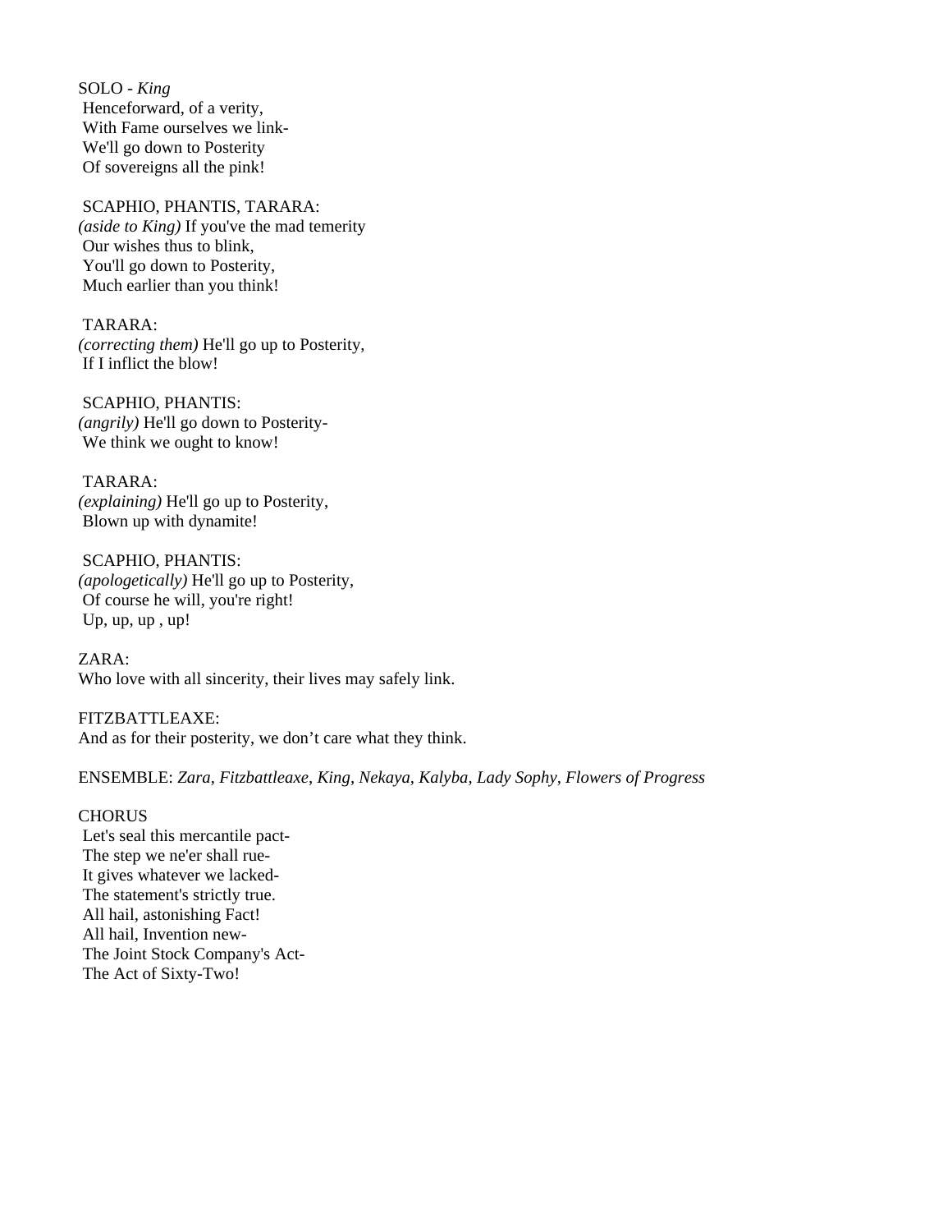SOLO - *King*
Henceforward, of a verity,
With Fame ourselves we link-
We'll go down to Posterity
Of sovereigns all the pink!

SCAPHIO, PHANTIS, TARARA:
*(aside to King)* If you've the mad temerity
Our wishes thus to blink,
You'll go down to Posterity,
Much earlier than you think!

TARARA:
*(correcting them)* He'll go up to Posterity,
If I inflict the blow!

SCAPHIO, PHANTIS:
*(angrily)* He'll go down to Posterity-
We think we ought to know!

TARARA:
*(explaining)* He'll go up to Posterity,
Blown up with dynamite!

SCAPHIO, PHANTIS:
*(apologetically)* He'll go up to Posterity,
Of course he will, you're right!
Up, up, up , up!

ZARA:
Who love with all sincerity, their lives may safely link.

FITZBATTLEAXE:
And as for their posterity, we don't care what they think.

ENSEMBLE: *Zara, Fitzbattleaxe, King, Nekaya, Kalyba, Lady Sophy, Flowers of Progress*

CHORUS
Let's seal this mercantile pact-
The step we ne'er shall rue-
It gives whatever we lacked-
The statement's strictly true.
All hail, astonishing Fact!
All hail, Invention new-
The Joint Stock Company's Act-
The Act of Sixty-Two!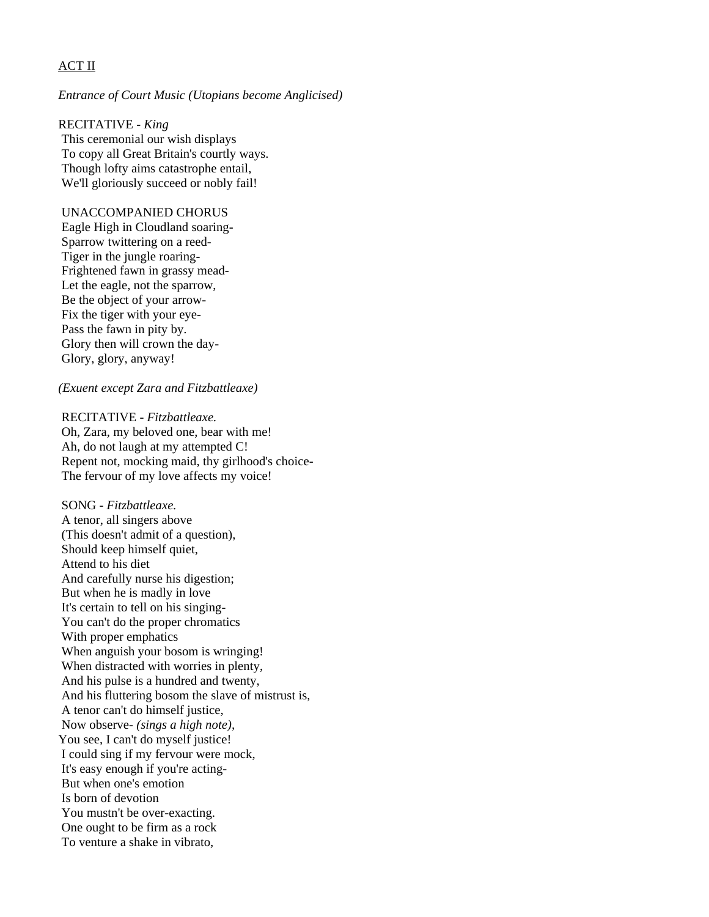ACT II

*Entrance of Court Music (Utopians become Anglicised)*

RECITATIVE - *King*
This ceremonial our wish displays
To copy all Great Britain's courtly ways.
Though lofty aims catastrophe entail,
We'll gloriously succeed or nobly fail!

UNACCOMPANIED CHORUS
Eagle High in Cloudland soaring-
Sparrow twittering on a reed-
Tiger in the jungle roaring-
Frightened fawn in grassy mead-
Let the eagle, not the sparrow,
Be the object of your arrow-
Fix the tiger with your eye-
Pass the fawn in pity by.
Glory then will crown the day-
Glory, glory, anyway!

*(Exuent except Zara and Fitzbattleaxe)*

RECITATIVE - *Fitzbattleaxe.*
Oh, Zara, my beloved one, bear with me!
Ah, do not laugh at my attempted C!
Repent not, mocking maid, thy girlhood's choice-
The fervour of my love affects my voice!

SONG - *Fitzbattleaxe.*
A tenor, all singers above
(This doesn't admit of a question),
Should keep himself quiet,
Attend to his diet
And carefully nurse his digestion;
But when he is madly in love
It's certain to tell on his singing-
You can't do the proper chromatics
With proper emphatics
When anguish your bosom is wringing!
When distracted with worries in plenty,
And his pulse is a hundred and twenty,
And his fluttering bosom the slave of mistrust is,
A tenor can't do himself justice,
Now observe- *(sings a high note),*
You see, I can't do myself justice!
I could sing if my fervour were mock,
It's easy enough if you're acting-
But when one's emotion
Is born of devotion
You mustn't be over-exacting.
One ought to be firm as a rock
To venture a shake in vibrato,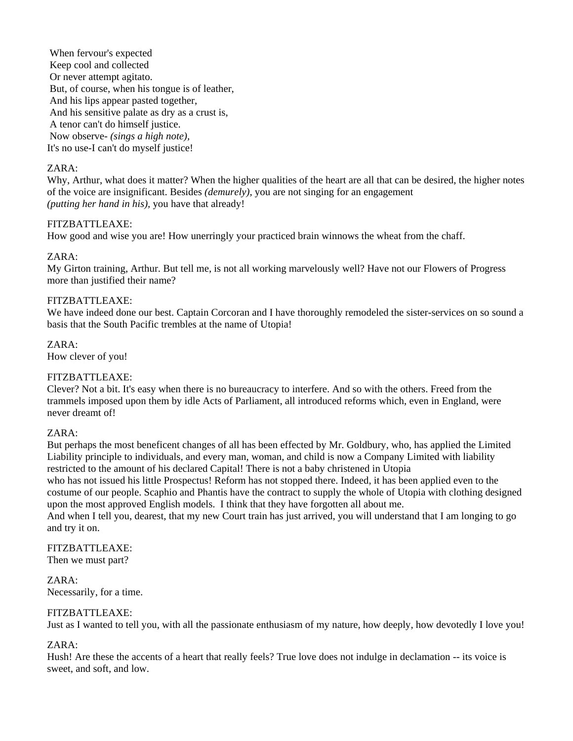When fervour's expected
Keep cool and collected
Or never attempt agitato.
But, of course, when his tongue is of leather,
And his lips appear pasted together,
And his sensitive palate as dry as a crust is,
A tenor can't do himself justice.
Now observe- *(sings a high note),*
It's no use-I can't do myself justice!

ZARA:
Why, Arthur, what does it matter? When the higher qualities of the heart are all that can be desired, the higher notes of the voice are insignificant. Besides *(demurely),* you are not singing for an engagement *(putting her hand in his),* you have that already!

FITZBATTLEAXE:
How good and wise you are! How unerringly your practiced brain winnows the wheat from the chaff.

ZARA:
My Girton training, Arthur. But tell me, is not all working marvelously well? Have not our Flowers of Progress more than justified their name?

FITZBATTLEAXE:
We have indeed done our best. Captain Corcoran and I have thoroughly remodeled the sister-services on so sound a basis that the South Pacific trembles at the name of Utopia!

ZARA:
How clever of you!

FITZBATTLEAXE:
Clever? Not a bit. It's easy when there is no bureaucracy to interfere. And so with the others. Freed from the trammels imposed upon them by idle Acts of Parliament, all introduced reforms which, even in England, were never dreamt of!

ZARA:
But perhaps the most beneficent changes of all has been effected by Mr. Goldbury, who, has applied the Limited Liability principle to individuals, and every man, woman, and child is now a Company Limited with liability restricted to the amount of his declared Capital! There is not a baby christened in Utopia who has not issued his little Prospectus! Reform has not stopped there. Indeed, it has been applied even to the costume of our people. Scaphio and Phantis have the contract to supply the whole of Utopia with clothing designed upon the most approved English models. I think that they have forgotten all about me.
And when I tell you, dearest, that my new Court train has just arrived, you will understand that I am longing to go and try it on.

FITZBATTLEAXE:
Then we must part?

ZARA:
Necessarily, for a time.

FITZBATTLEAXE:
Just as I wanted to tell you, with all the passionate enthusiasm of my nature, how deeply, how devotedly I love you!

ZARA:
Hush! Are these the accents of a heart that really feels? True love does not indulge in declamation -- its voice is sweet, and soft, and low.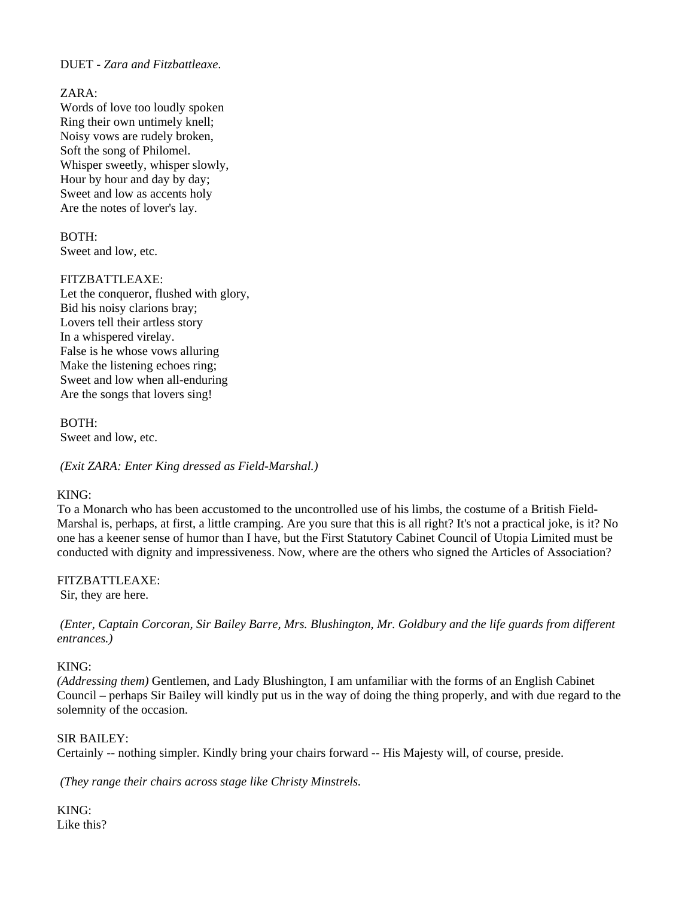DUET - *Zara and Fitzbattleaxe.*

ZARA:
Words of love too loudly spoken
Ring their own untimely knell;
Noisy vows are rudely broken,
Soft the song of Philomel.
Whisper sweetly, whisper slowly,
Hour by hour and day by day;
Sweet and low as accents holy
Are the notes of lover's lay.

BOTH:
Sweet and low, etc.

FITZBATTLEAXE:
Let the conqueror, flushed with glory,
Bid his noisy clarions bray;
Lovers tell their artless story
In a whispered virelay.
False is he whose vows alluring
Make the listening echoes ring;
Sweet and low when all-enduring
Are the songs that lovers sing!

BOTH:
Sweet and low, etc.

*(Exit ZARA: Enter King dressed as Field-Marshal.)*

KING:
To a Monarch who has been accustomed to the uncontrolled use of his limbs, the costume of a British Field-Marshal is, perhaps, at first, a little cramping. Are you sure that this is all right? It's not a practical joke, is it? No one has a keener sense of humor than I have, but the First Statutory Cabinet Council of Utopia Limited must be conducted with dignity and impressiveness. Now, where are the others who signed the Articles of Association?

FITZBATTLEAXE:
Sir, they are here.

*(Enter, Captain Corcoran, Sir Bailey Barre, Mrs. Blushington, Mr. Goldbury and the life guards from different entrances.)*

KING:
*(Addressing them)* Gentlemen, and Lady Blushington, I am unfamiliar with the forms of an English Cabinet Council – perhaps Sir Bailey will kindly put us in the way of doing the thing properly, and with due regard to the solemnity of the occasion.

SIR BAILEY:
Certainly -- nothing simpler. Kindly bring your chairs forward -- His Majesty will, of course, preside.

*(They range their chairs across stage like Christy Minstrels.*

KING:
Like this?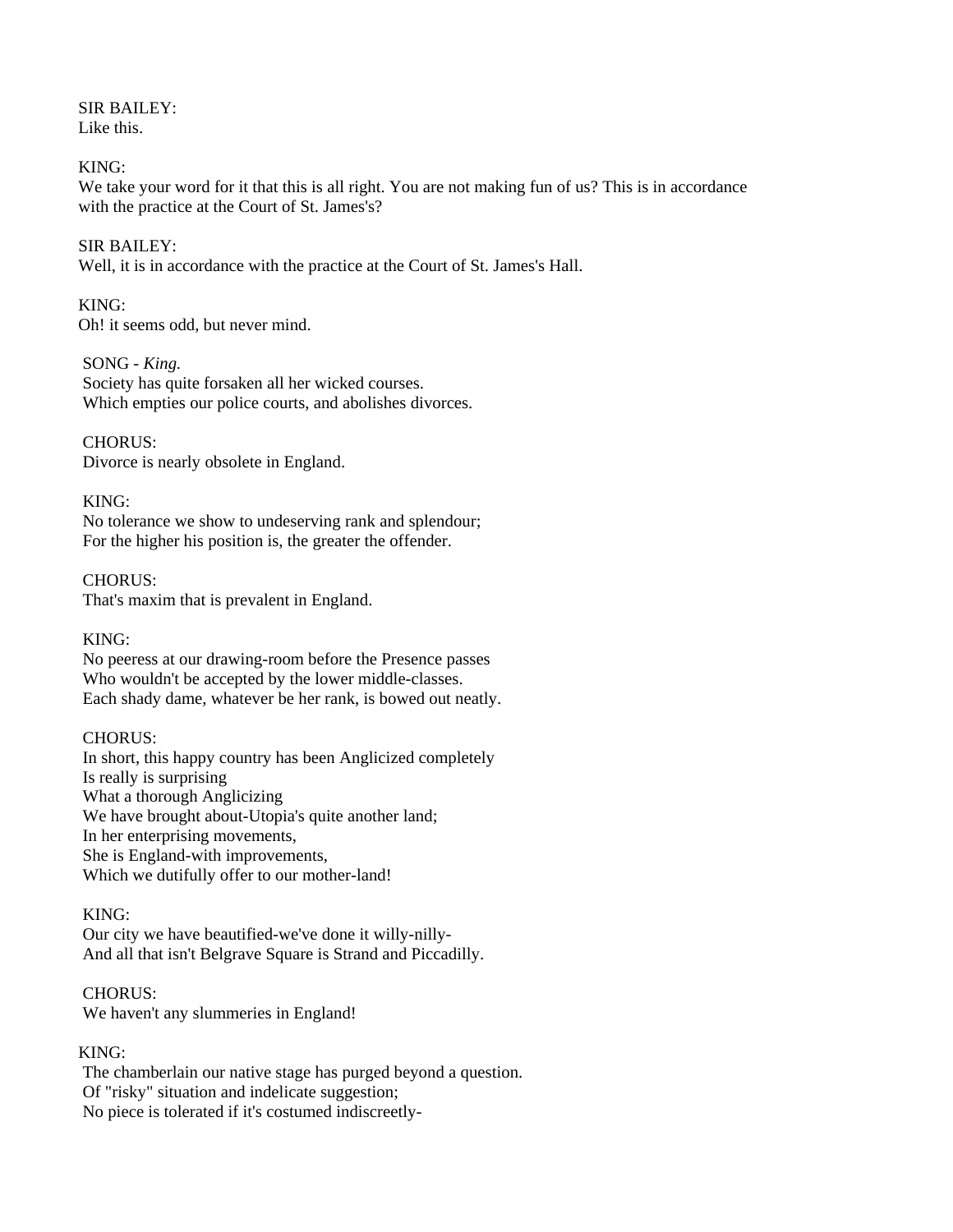SIR BAILEY:
Like this.

KING:
We take your word for it that this is all right. You are not making fun of us? This is in accordance with the practice at the Court of St. James's?

SIR BAILEY:
Well, it is in accordance with the practice at the Court of St. James's Hall.

KING:
Oh! it seems odd, but never mind.

SONG - *King.*
Society has quite forsaken all her wicked courses.
Which empties our police courts, and abolishes divorces.

CHORUS:
Divorce is nearly obsolete in England.

KING:
No tolerance we show to undeserving rank and splendour;
For the higher his position is, the greater the offender.

CHORUS:
That's maxim that is prevalent in England.

KING:
No peeress at our drawing-room before the Presence passes
Who wouldn't be accepted by the lower middle-classes.
Each shady dame, whatever be her rank, is bowed out neatly.

CHORUS:
In short, this happy country has been Anglicized completely
Is really is surprising
What a thorough Anglicizing
We have brought about-Utopia's quite another land;
In her enterprising movements,
She is England-with improvements,
Which we dutifully offer to our mother-land!

KING:
Our city we have beautified-we've done it willy-nilly-
And all that isn't Belgrave Square is Strand and Piccadilly.

CHORUS:
We haven't any slummeries in England!

KING:
The chamberlain our native stage has purged beyond a question.
Of "risky" situation and indelicate suggestion;
No piece is tolerated if it's costumed indiscreetly-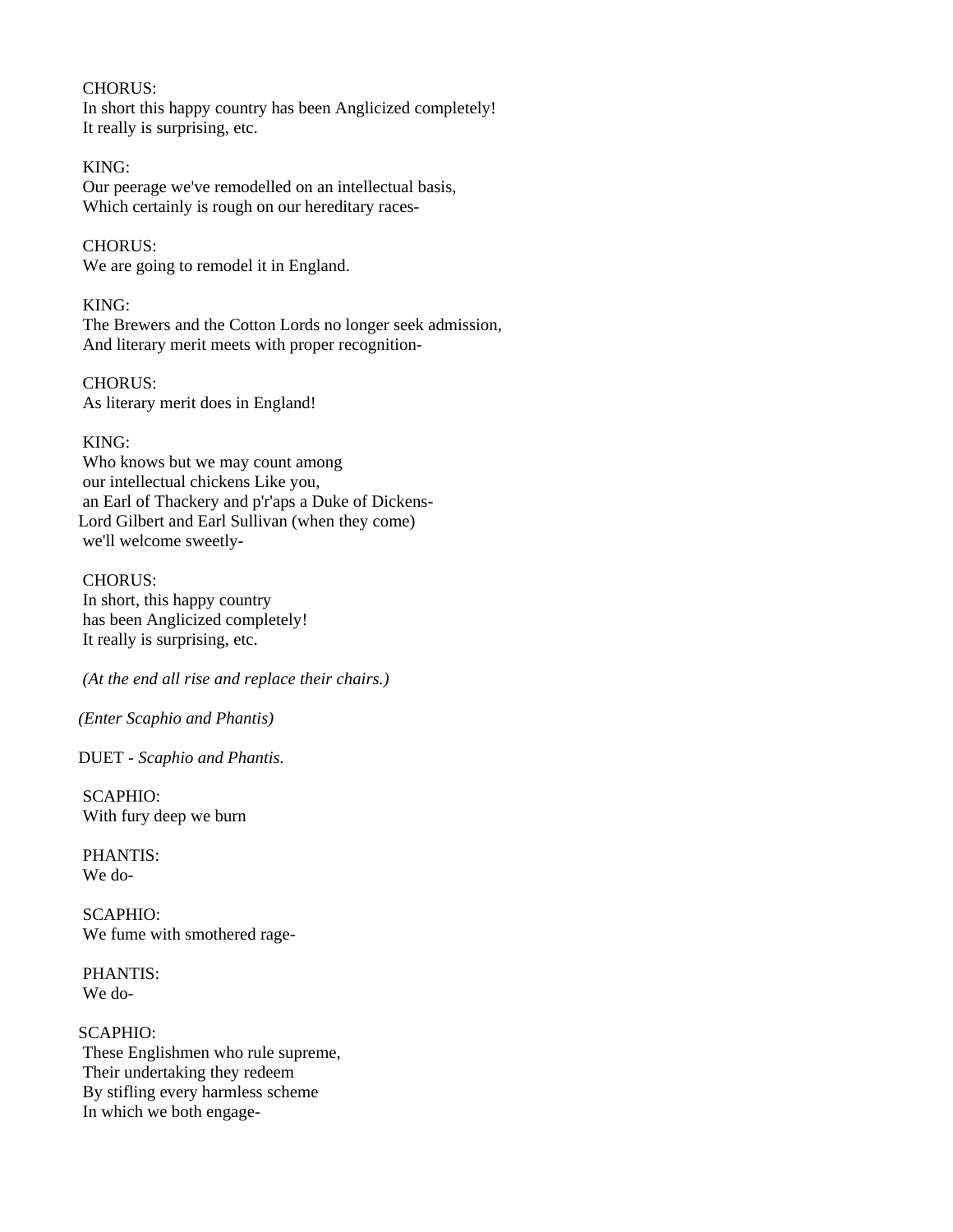CHORUS:
In short this happy country has been Anglicized completely!
It really is surprising, etc.

KING:
Our peerage we've remodelled on an intellectual basis,
Which certainly is rough on our hereditary races-

CHORUS:
We are going to remodel it in England.

KING:
The Brewers and the Cotton Lords no longer seek admission,
And literary merit meets with proper recognition-

CHORUS:
As literary merit does in England!

KING:
Who knows but we may count among
our intellectual chickens Like you,
an Earl of Thackery and p'r'aps a Duke of Dickens-
Lord Gilbert and Earl Sullivan (when they come)
we'll welcome sweetly-

CHORUS:
In short, this happy country
has been Anglicized completely!
It really is surprising, etc.

*(At the end all rise and replace their chairs.)*

*(Enter Scaphio and Phantis)*

DUET - *Scaphio and Phantis.*

SCAPHIO:
With fury deep we burn

PHANTIS:
We do-

SCAPHIO:
We fume with smothered rage-

PHANTIS:
We do-

SCAPHIO:
These Englishmen who rule supreme,
Their undertaking they redeem
By stifling every harmless scheme
In which we both engage-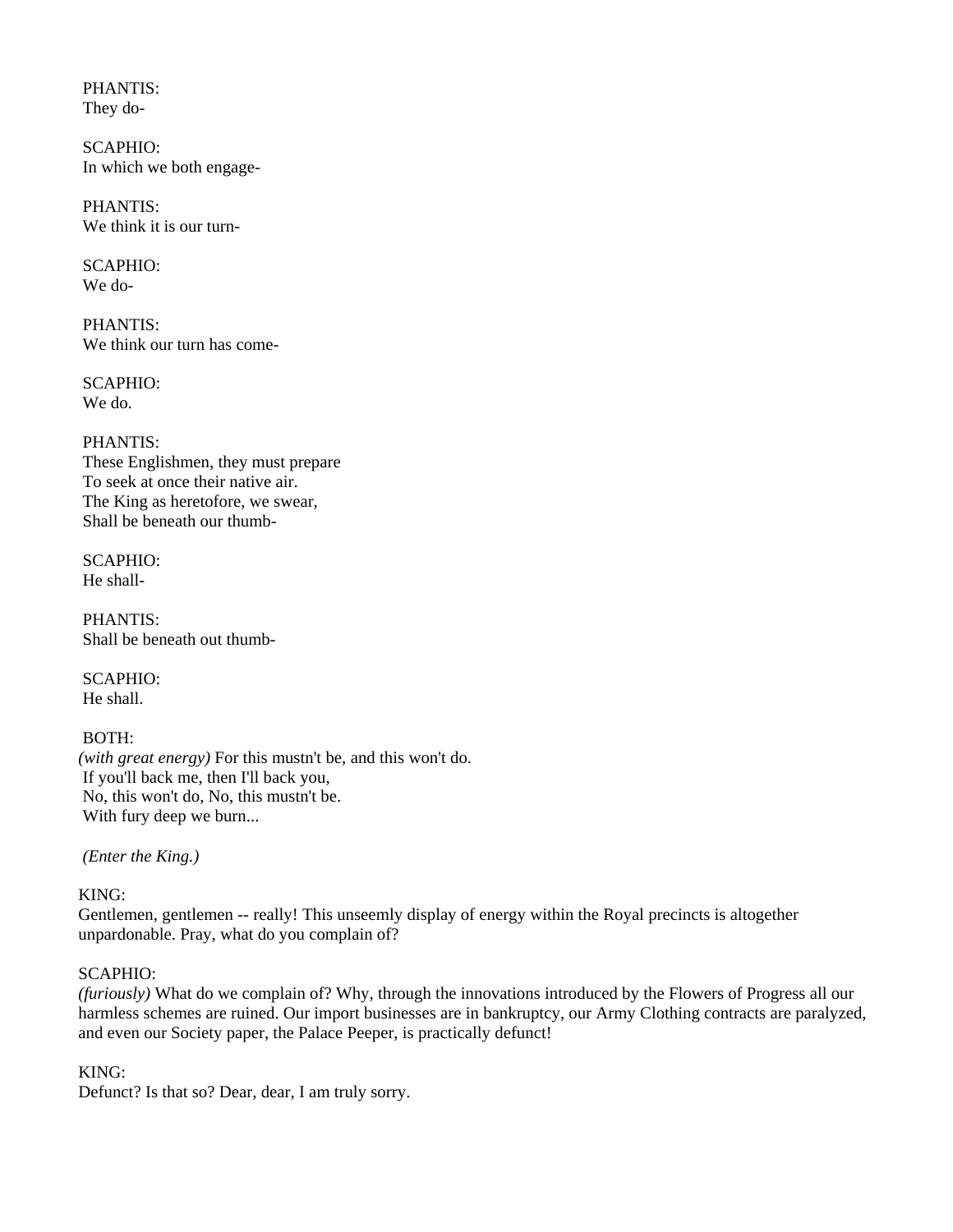PHANTIS:
They do-

SCAPHIO:
In which we both engage-

PHANTIS:
We think it is our turn-

SCAPHIO:
We do-

PHANTIS:
We think our turn has come-

SCAPHIO:
We do.

PHANTIS:
These Englishmen, they must prepare
To seek at once their native air.
The King as heretofore, we swear,
Shall be beneath our thumb-

SCAPHIO:
He shall-

PHANTIS:
Shall be beneath out thumb-

SCAPHIO:
He shall.

BOTH:
*(with great energy)* For this mustn't be, and this won't do.
If you'll back me, then I'll back you,
No, this won't do, No, this mustn't be.
With fury deep we burn...

*(Enter the King.)*

KING:
Gentlemen, gentlemen -- really! This unseemly display of energy within the Royal precincts is altogether unpardonable. Pray, what do you complain of?

SCAPHIO:
*(furiously)* What do we complain of? Why, through the innovations introduced by the Flowers of Progress all our harmless schemes are ruined. Our import businesses are in bankruptcy, our Army Clothing contracts are paralyzed, and even our Society paper, the Palace Peeper, is practically defunct!

KING:
Defunct? Is that so? Dear, dear, I am truly sorry.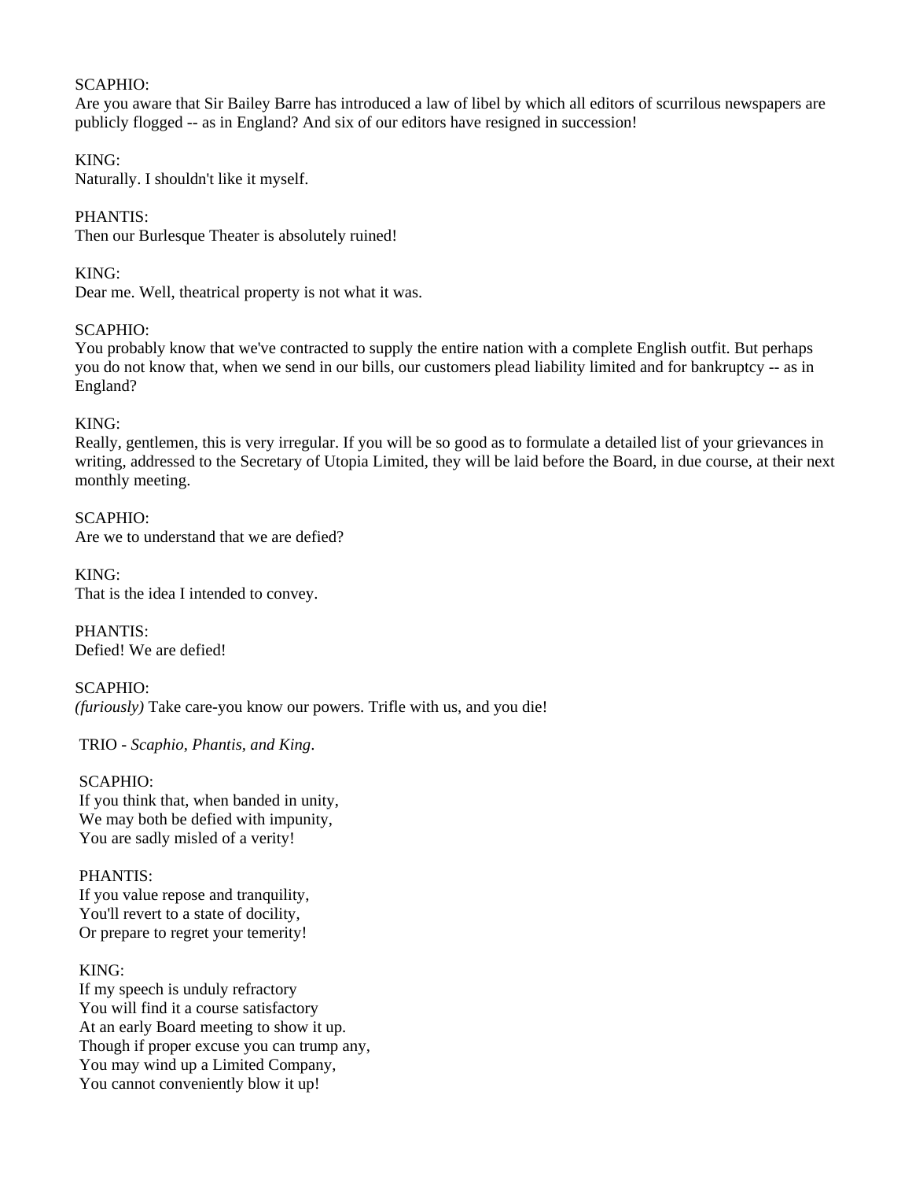SCAPHIO:
Are you aware that Sir Bailey Barre has introduced a law of libel by which all editors of scurrilous newspapers are publicly flogged -- as in England? And six of our editors have resigned in succession!

KING:
Naturally. I shouldn't like it myself.

PHANTIS:
Then our Burlesque Theater is absolutely ruined!

KING:
Dear me. Well, theatrical property is not what it was.

SCAPHIO:
You probably know that we've contracted to supply the entire nation with a complete English outfit. But perhaps you do not know that, when we send in our bills, our customers plead liability limited and for bankruptcy -- as in England?

KING:
Really, gentlemen, this is very irregular. If you will be so good as to formulate a detailed list of your grievances in writing, addressed to the Secretary of Utopia Limited, they will be laid before the Board, in due course, at their next monthly meeting.

SCAPHIO:
Are we to understand that we are defied?

KING:
That is the idea I intended to convey.

PHANTIS:
Defied! We are defied!

SCAPHIO:
*(furiously)* Take care-you know our powers. Trifle with us, and you die!

TRIO - *Scaphio, Phantis, and King*.

SCAPHIO:
If you think that, when banded in unity,
We may both be defied with impunity,
You are sadly misled of a verity!

PHANTIS:
If you value repose and tranquility,
You'll revert to a state of docility,
Or prepare to regret your temerity!

KING:
If my speech is unduly refractory
You will find it a course satisfactory
At an early Board meeting to show it up.
Though if proper excuse you can trump any,
You may wind up a Limited Company,
You cannot conveniently blow it up!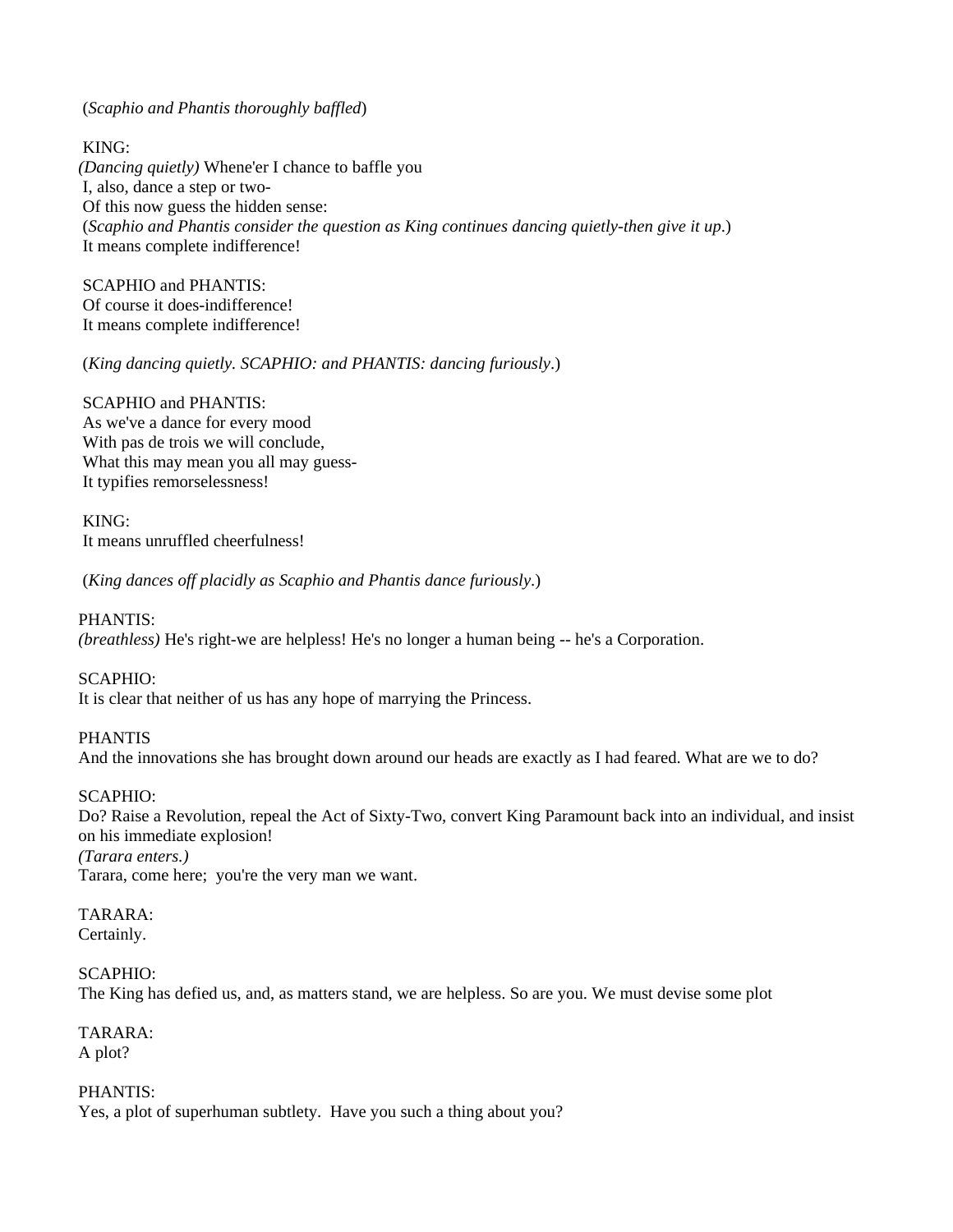(*Scaphio and Phantis thoroughly baffled*)

KING:
*(Dancing quietly)* Whene'er I chance to baffle you
I, also, dance a step or two-
Of this now guess the hidden sense:
(*Scaphio and Phantis consider the question as King continues dancing quietly-then give it up*.)
It means complete indifference!

SCAPHIO and PHANTIS:
Of course it does-indifference!
It means complete indifference!

(*King dancing quietly. SCAPHIO: and PHANTIS: dancing furiously*.)

SCAPHIO and PHANTIS:
As we've a dance for every mood
With pas de trois we will conclude,
What this may mean you all may guess-
It typifies remorselessness!

KING:
It means unruffled cheerfulness!

(*King dances off placidly as Scaphio and Phantis dance furiously*.)

PHANTIS:
*(breathless)* He's right-we are helpless! He's no longer a human being -- he's a Corporation.

SCAPHIO:
It is clear that neither of us has any hope of marrying the Princess.

PHANTIS
And the innovations she has brought down around our heads are exactly as I had feared. What are we to do?

SCAPHIO:
Do? Raise a Revolution, repeal the Act of Sixty-Two, convert King Paramount back into an individual, and insist on his immediate explosion!
*(Tarara enters.)*
Tarara, come here; you're the very man we want.

TARARA:
Certainly.

SCAPHIO:
The King has defied us, and, as matters stand, we are helpless. So are you. We must devise some plot

TARARA:
A plot?

PHANTIS:
Yes, a plot of superhuman subtlety. Have you such a thing about you?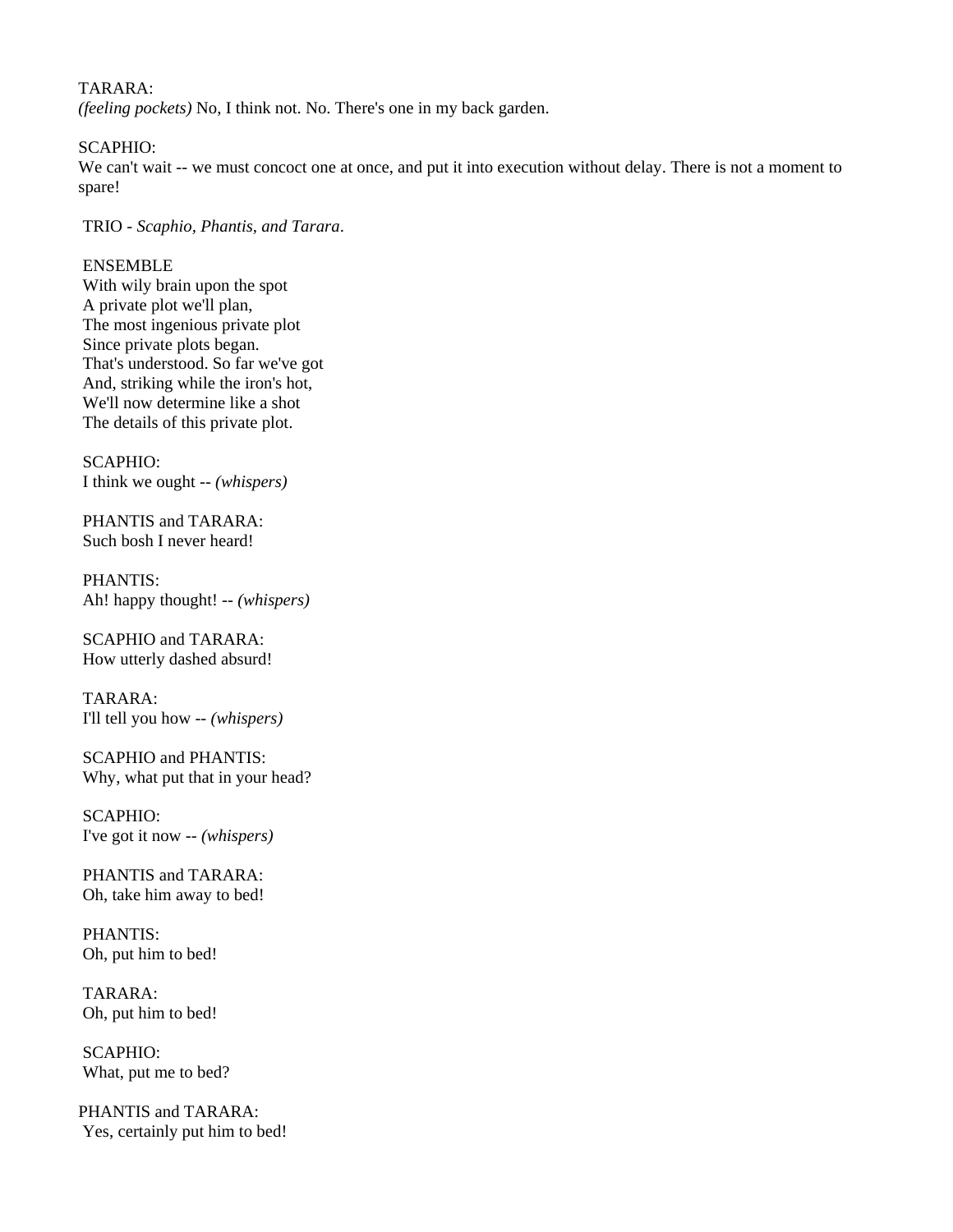TARARA:
*(feeling pockets)* No, I think not. No. There's one in my back garden.

SCAPHIO:
We can't wait -- we must concoct one at once, and put it into execution without delay. There is not a moment to spare!

TRIO - *Scaphio, Phantis, and Tarara*.

ENSEMBLE
With wily brain upon the spot
A private plot we'll plan,
The most ingenious private plot
Since private plots began.
That's understood. So far we've got
And, striking while the iron's hot,
We'll now determine like a shot
The details of this private plot.

SCAPHIO:
I think we ought -- *(whispers)*

PHANTIS and TARARA:
Such bosh I never heard!

PHANTIS:
Ah! happy thought! -- *(whispers)*

SCAPHIO and TARARA:
How utterly dashed absurd!

TARARA:
I'll tell you how -- *(whispers)*

SCAPHIO and PHANTIS:
Why, what put that in your head?

SCAPHIO:
I've got it now -- *(whispers)*

PHANTIS and TARARA:
Oh, take him away to bed!

PHANTIS:
Oh, put him to bed!

TARARA:
Oh, put him to bed!

SCAPHIO:
What, put me to bed?

PHANTIS and TARARA:
Yes, certainly put him to bed!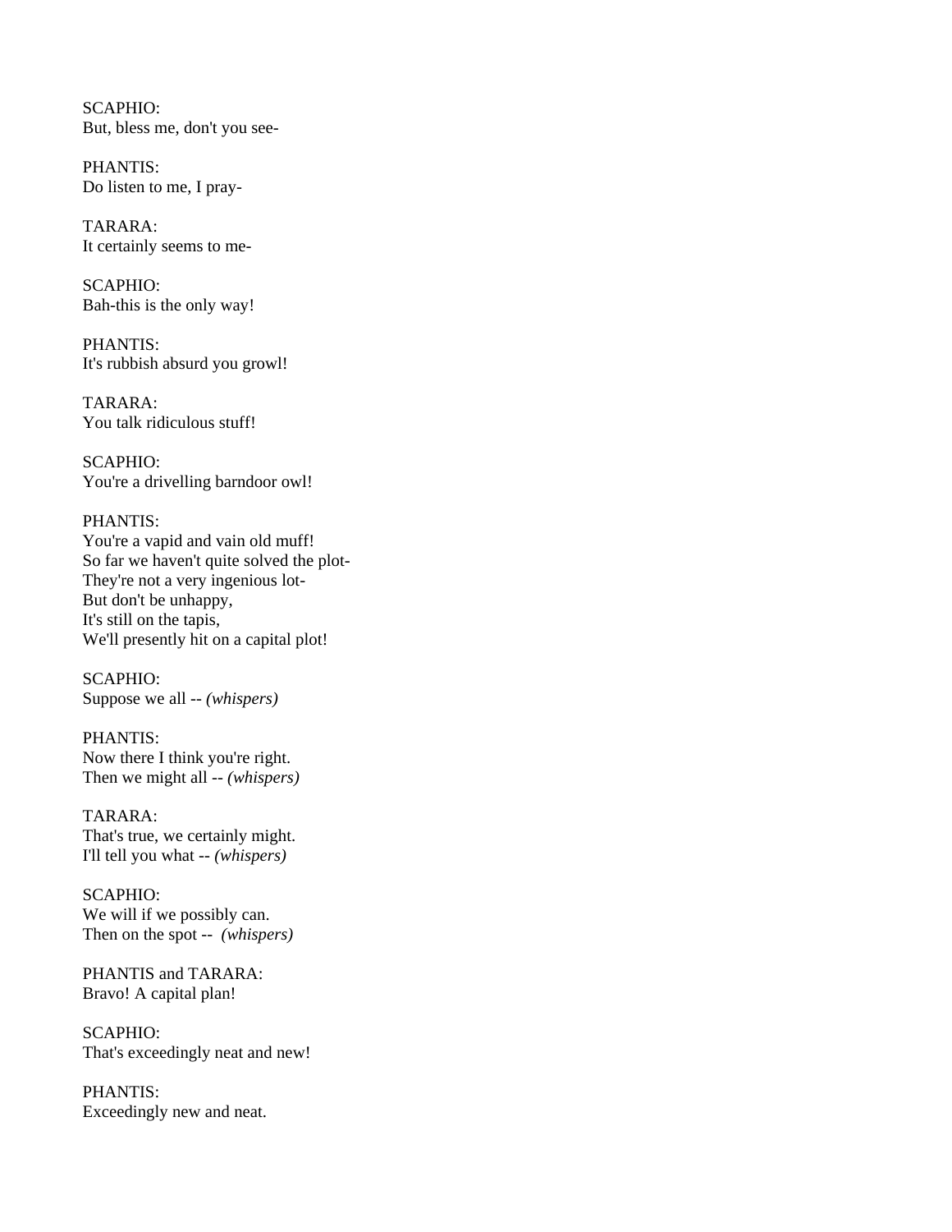SCAPHIO:
But, bless me, don't you see-

PHANTIS:
Do listen to me, I pray-

TARARA:
It certainly seems to me-

SCAPHIO:
Bah-this is the only way!

PHANTIS:
It's rubbish absurd you growl!

TARARA:
You talk ridiculous stuff!

SCAPHIO:
You're a drivelling barndoor owl!

PHANTIS:
You're a vapid and vain old muff!
So far we haven't quite solved the plot-
They're not a very ingenious lot-
But don't be unhappy,
It's still on the tapis,
We'll presently hit on a capital plot!

SCAPHIO:
Suppose we all -- *(whispers)*

PHANTIS:
Now there I think you're right.
Then we might all -- *(whispers)*

TARARA:
That's true, we certainly might.
I'll tell you what -- *(whispers)*

SCAPHIO:
We will if we possibly can.
Then on the spot -- *(whispers)*

PHANTIS and TARARA:
Bravo! A capital plan!

SCAPHIO:
That's exceedingly neat and new!

PHANTIS:
Exceedingly new and neat.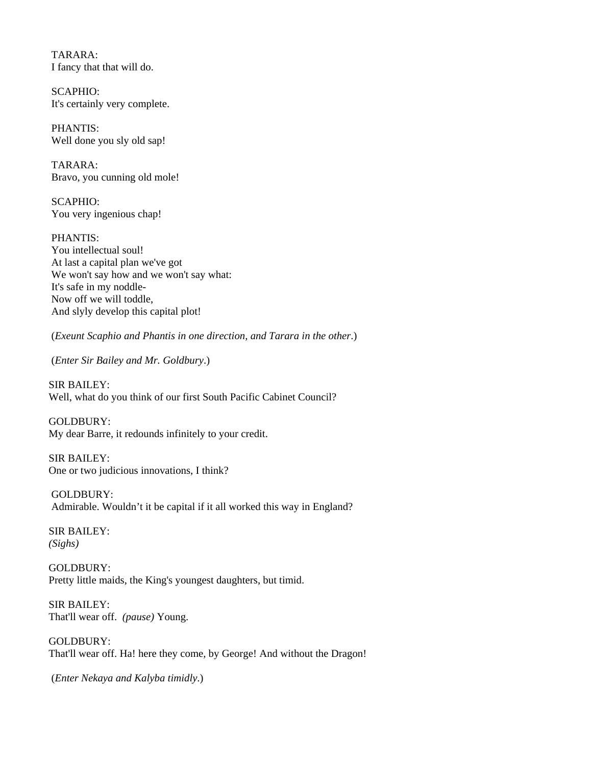TARARA:
I fancy that that will do.

SCAPHIO:
It's certainly very complete.

PHANTIS:
Well done you sly old sap!

TARARA:
Bravo, you cunning old mole!

SCAPHIO:
You very ingenious chap!

PHANTIS:
You intellectual soul!
At last a capital plan we've got
We won't say how and we won't say what:
It's safe in my noddle-
Now off we will toddle,
And slyly develop this capital plot!

(*Exeunt Scaphio and Phantis in one direction, and Tarara in the other*.)

(*Enter Sir Bailey and Mr. Goldbury*.)

SIR BAILEY:
Well, what do you think of our first South Pacific Cabinet Council?

GOLDBURY:
My dear Barre, it redounds infinitely to your credit.

SIR BAILEY:
One or two judicious innovations, I think?

GOLDBURY:
Admirable. Wouldn't it be capital if it all worked this way in England?

SIR BAILEY:
*(Sighs)*

GOLDBURY:
Pretty little maids, the King's youngest daughters, but timid.

SIR BAILEY:
That'll wear off. *(pause)* Young.

GOLDBURY:
That'll wear off. Ha! here they come, by George! And without the Dragon!

(*Enter Nekaya and Kalyba timidly*.)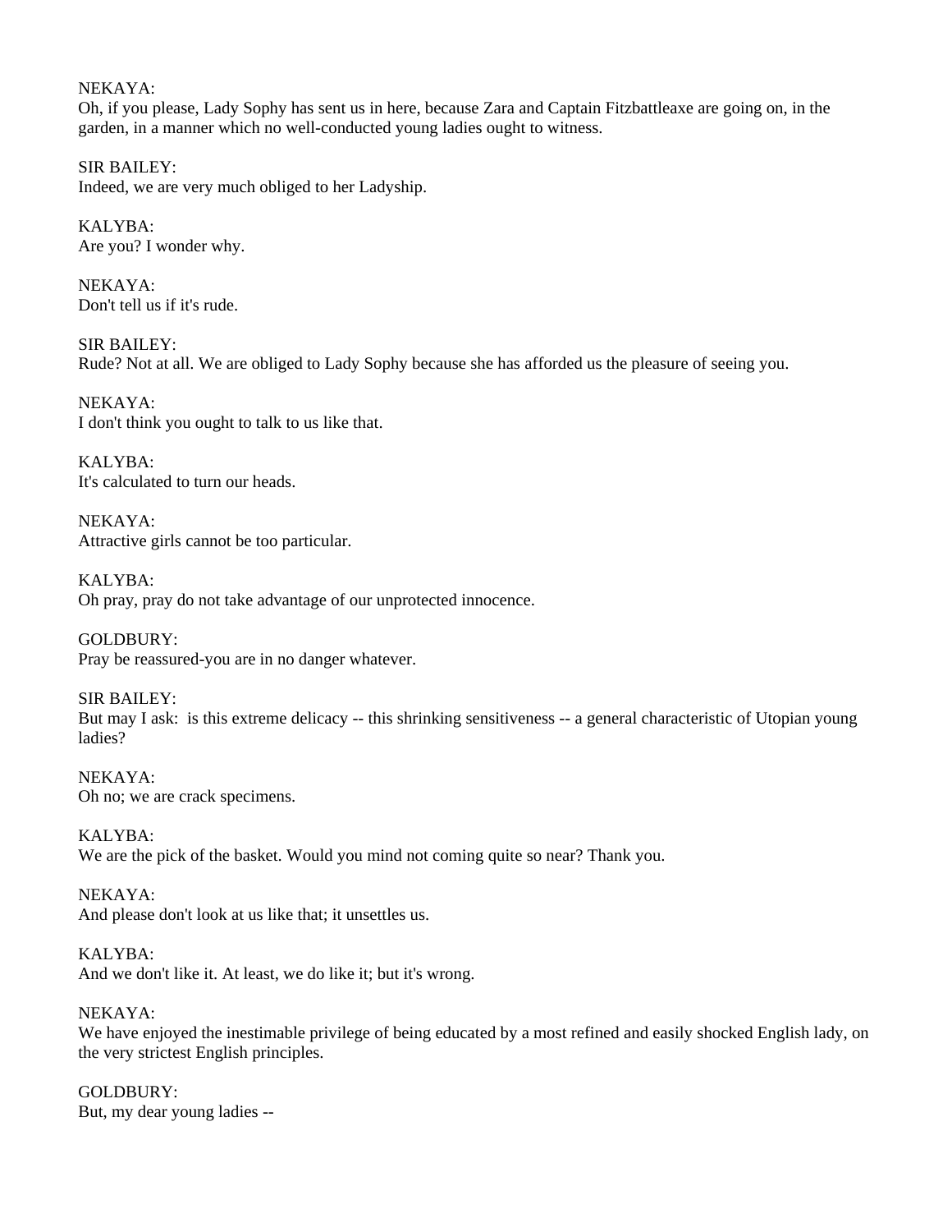NEKAYA:
Oh, if you please, Lady Sophy has sent us in here, because Zara and Captain Fitzbattleaxe are going on, in the garden, in a manner which no well-conducted young ladies ought to witness.

SIR BAILEY:
Indeed, we are very much obliged to her Ladyship.

KALYBA:
Are you? I wonder why.

NEKAYA:
Don't tell us if it's rude.

SIR BAILEY:
Rude? Not at all. We are obliged to Lady Sophy because she has afforded us the pleasure of seeing you.

NEKAYA:
I don't think you ought to talk to us like that.

KALYBA:
It's calculated to turn our heads.

NEKAYA:
Attractive girls cannot be too particular.

KALYBA:
Oh pray, pray do not take advantage of our unprotected innocence.

GOLDBURY:
Pray be reassured-you are in no danger whatever.

SIR BAILEY:
But may I ask: is this extreme delicacy -- this shrinking sensitiveness -- a general characteristic of Utopian young ladies?

NEKAYA:
Oh no; we are crack specimens.

KALYBA:
We are the pick of the basket. Would you mind not coming quite so near? Thank you.

NEKAYA:
And please don't look at us like that; it unsettles us.

KALYBA:
And we don't like it. At least, we do like it; but it's wrong.

NEKAYA:
We have enjoyed the inestimable privilege of being educated by a most refined and easily shocked English lady, on the very strictest English principles.

GOLDBURY:
But, my dear young ladies --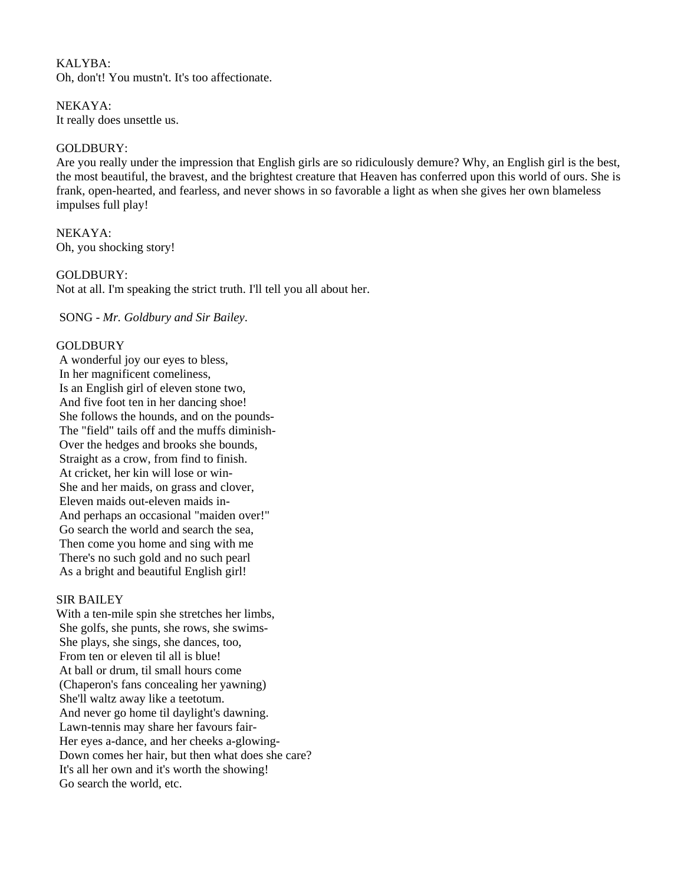KALYBA:
Oh, don't! You mustn't. It's too affectionate.

NEKAYA:
It really does unsettle us.

GOLDBURY:
Are you really under the impression that English girls are so ridiculously demure? Why, an English girl is the best, the most beautiful, the bravest, and the brightest creature that Heaven has conferred upon this world of ours. She is frank, open-hearted, and fearless, and never shows in so favorable a light as when she gives her own blameless impulses full play!

NEKAYA:
Oh, you shocking story!

GOLDBURY:
Not at all. I'm speaking the strict truth. I'll tell you all about her.

SONG - *Mr. Goldbury and Sir Bailey*.

GOLDBURY
A wonderful joy our eyes to bless,
In her magnificent comeliness,
Is an English girl of eleven stone two,
And five foot ten in her dancing shoe!
She follows the hounds, and on the pounds-
The "field" tails off and the muffs diminish-
Over the hedges and brooks she bounds,
Straight as a crow, from find to finish.
At cricket, her kin will lose or win-
She and her maids, on grass and clover,
Eleven maids out-eleven maids in-
And perhaps an occasional "maiden over!"
Go search the world and search the sea,
Then come you home and sing with me
There's no such gold and no such pearl
As a bright and beautiful English girl!

SIR BAILEY
With a ten-mile spin she stretches her limbs,
She golfs, she punts, she rows, she swims-
She plays, she sings, she dances, too,
From ten or eleven til all is blue!
At ball or drum, til small hours come
(Chaperon's fans concealing her yawning)
She'll waltz away like a teetotum.
And never go home til daylight's dawning.
Lawn-tennis may share her favours fair-
Her eyes a-dance, and her cheeks a-glowing-
Down comes her hair, but then what does she care?
It's all her own and it's worth the showing!
Go search the world, etc.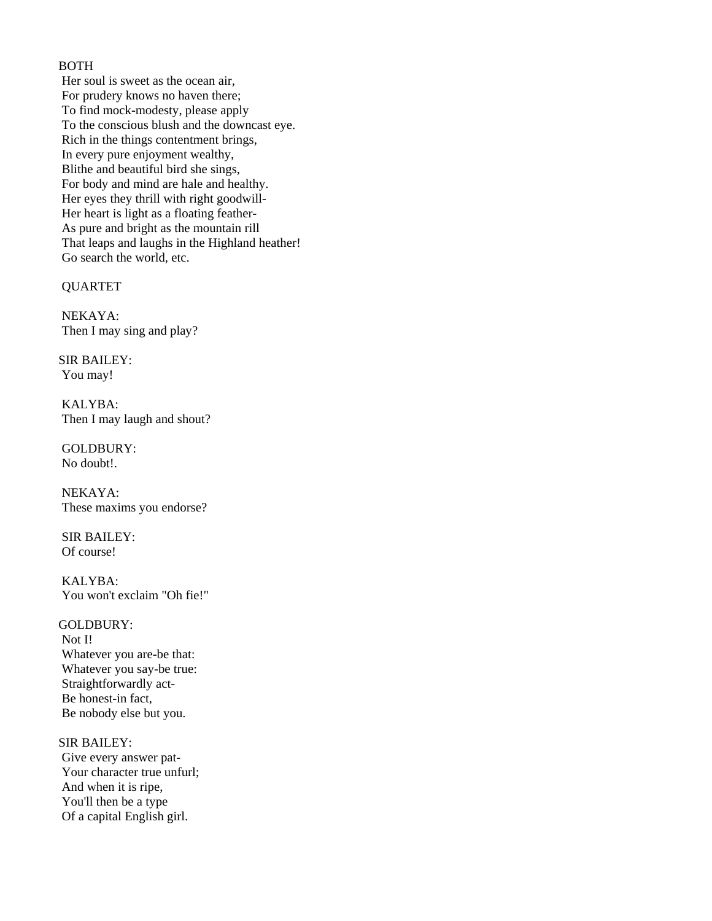BOTH

Her soul is sweet as the ocean air,
For prudery knows no haven there;
To find mock-modesty, please apply
To the conscious blush and the downcast eye.
Rich in the things contentment brings,
In every pure enjoyment wealthy,
Blithe and beautiful bird she sings,
For body and mind are hale and healthy.
Her eyes they thrill with right goodwill-
Her heart is light as a floating feather-
As pure and bright as the mountain rill
That leaps and laughs in the Highland heather!
Go search the world, etc.

QUARTET

NEKAYA:
Then I may sing and play?

SIR BAILEY:
You may!

KALYBA:
Then I may laugh and shout?

GOLDBURY:
No doubt!.

NEKAYA:
These maxims you endorse?

SIR BAILEY:
Of course!

KALYBA:
You won't exclaim "Oh fie!"

GOLDBURY:
Not I!
Whatever you are-be that:
Whatever you say-be true:
Straightforwardly act-
Be honest-in fact,
Be nobody else but you.

SIR BAILEY:
Give every answer pat-
Your character true unfurl;
And when it is ripe,
You'll then be a type
Of a capital English girl.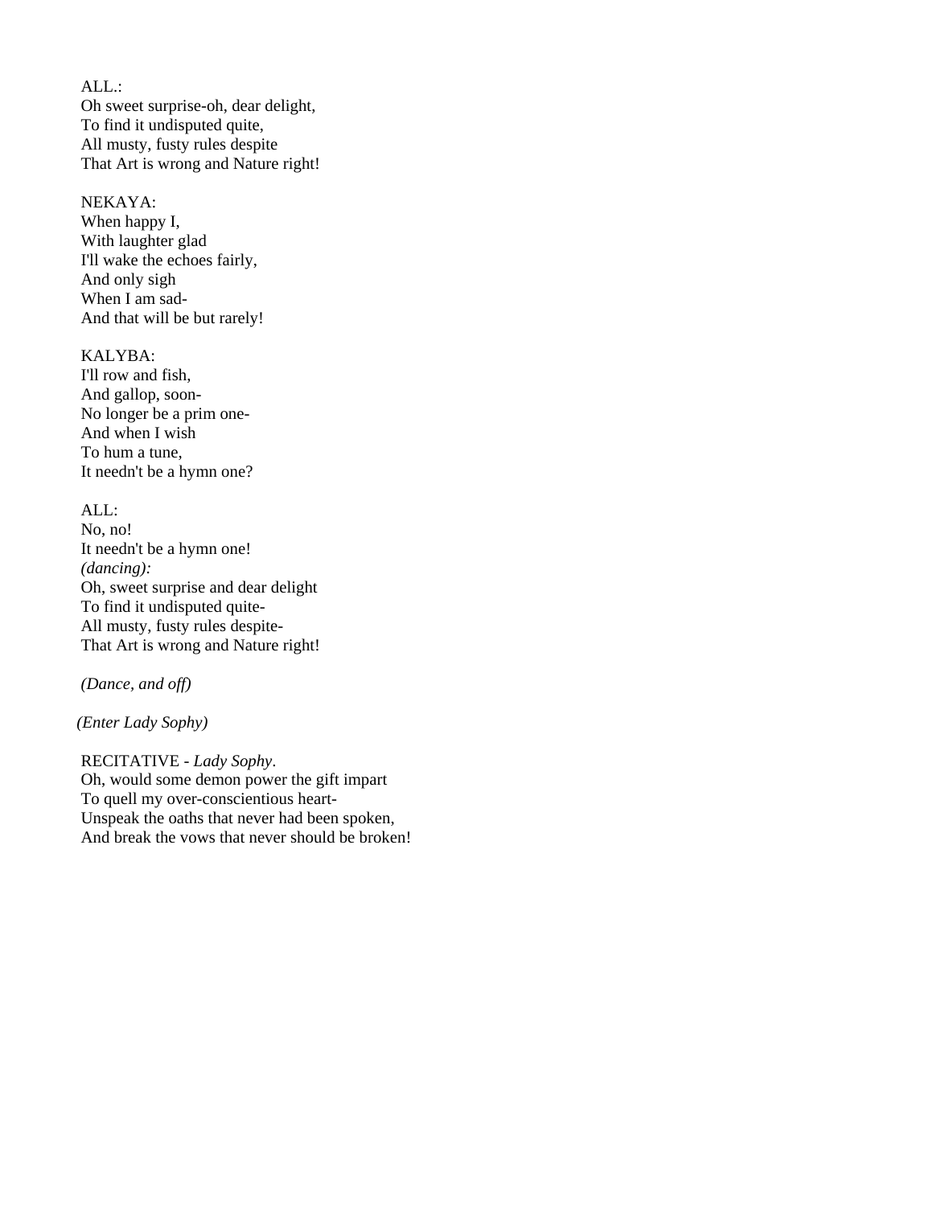ALL.:
Oh sweet surprise-oh, dear delight,
To find it undisputed quite,
All musty, fusty rules despite
That Art is wrong and Nature right!

NEKAYA:
When happy I,
With laughter glad
I'll wake the echoes fairly,
And only sigh
When I am sad-
And that will be but rarely!

KALYBA:
I'll row and fish,
And gallop, soon-
No longer be a prim one-
And when I wish
To hum a tune,
It needn't be a hymn one?

ALL:
No, no!
It needn't be a hymn one!
*(dancing):*
Oh, sweet surprise and dear delight
To find it undisputed quite-
All musty, fusty rules despite-
That Art is wrong and Nature right!

*(Dance, and off)*

*(Enter Lady Sophy)*

RECITATIVE - *Lady Sophy*.
Oh, would some demon power the gift impart
To quell my over-conscientious heart-
Unspeak the oaths that never had been spoken,
And break the vows that never should be broken!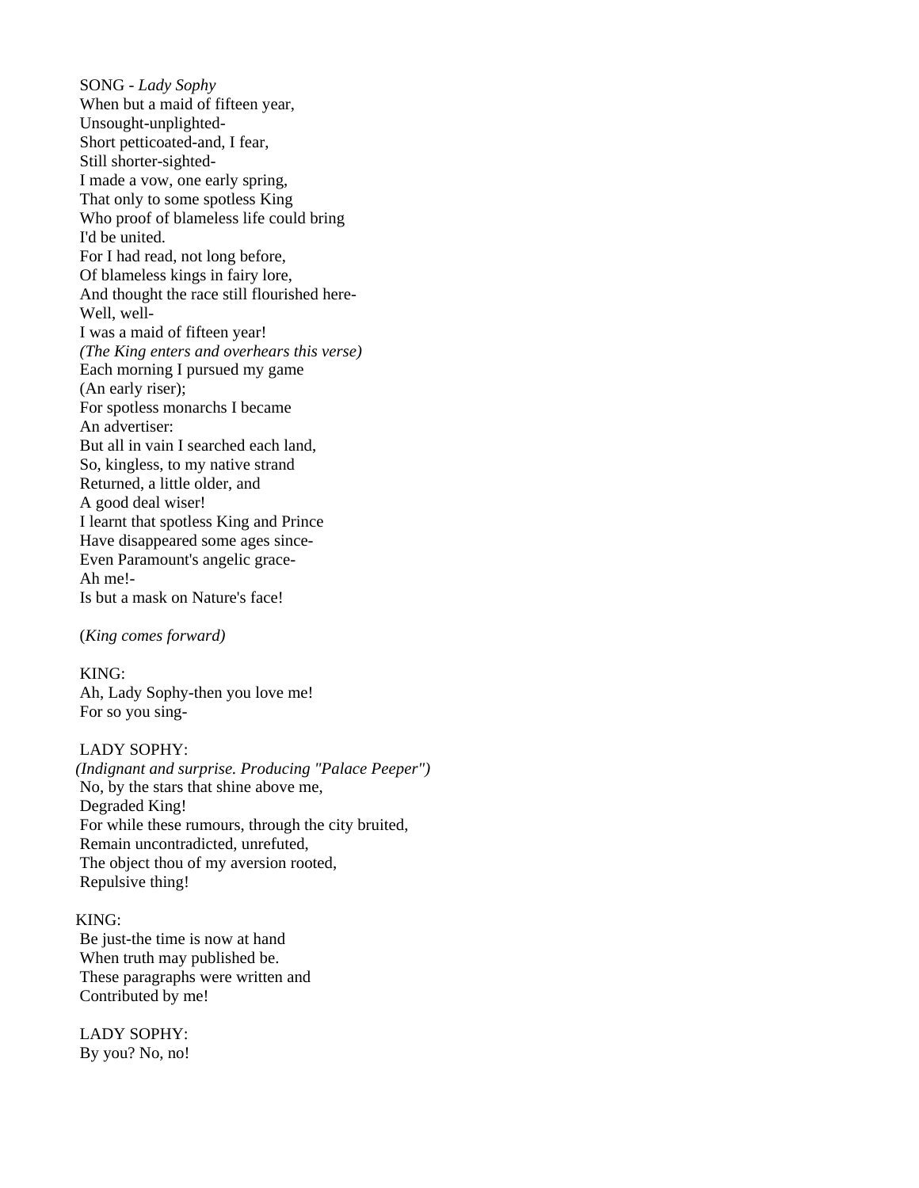SONG - *Lady Sophy*

When but a maid of fifteen year,
Unsought-unplighted-
Short petticoated-and, I fear,
Still shorter-sighted-
I made a vow, one early spring,
That only to some spotless King
Who proof of blameless life could bring
I'd be united.
For I had read, not long before,
Of blameless kings in fairy lore,
And thought the race still flourished here-
Well, well-
I was a maid of fifteen year!
*(The King enters and overhears this verse)*
Each morning I pursued my game
(An early riser);
For spotless monarchs I became
An advertiser:
But all in vain I searched each land,
So, kingless, to my native strand
Returned, a little older, and
A good deal wiser!
I learnt that spotless King and Prince
Have disappeared some ages since-
Even Paramount's angelic grace-
Ah me!-
Is but a mask on Nature's face!

(*King comes forward)*

KING:
Ah, Lady Sophy-then you love me!
For so you sing-

LADY SOPHY:
*(Indignant and surprise. Producing "Palace Peeper")*
No, by the stars that shine above me,
Degraded King!
For while these rumours, through the city bruited,
Remain uncontradicted, unrefuted,
The object thou of my aversion rooted,
Repulsive thing!

KING:
Be just-the time is now at hand
When truth may published be.
These paragraphs were written and
Contributed by me!

LADY SOPHY:
By you? No, no!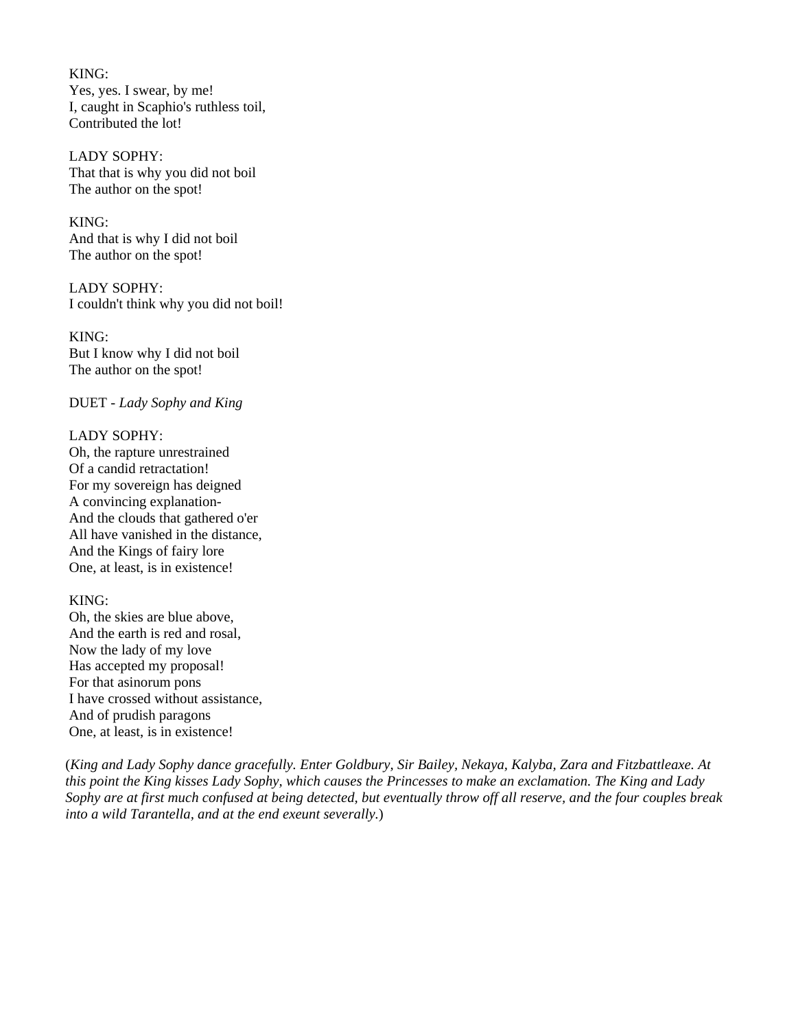KING:
Yes, yes. I swear, by me!
I, caught in Scaphio's ruthless toil,
Contributed the lot!

LADY SOPHY:
That that is why you did not boil
The author on the spot!

KING:
And that is why I did not boil
The author on the spot!

LADY SOPHY:
I couldn't think why you did not boil!

KING:
But I know why I did not boil
The author on the spot!

DUET - *Lady Sophy and King*

LADY SOPHY:
Oh, the rapture unrestrained
Of a candid retractation!
For my sovereign has deigned
A convincing explanation-
And the clouds that gathered o'er
All have vanished in the distance,
And the Kings of fairy lore
One, at least, is in existence!

KING:
Oh, the skies are blue above,
And the earth is red and rosal,
Now the lady of my love
Has accepted my proposal!
For that asinorum pons
I have crossed without assistance,
And of prudish paragons
One, at least, is in existence!

(*King and Lady Sophy dance gracefully. Enter Goldbury, Sir Bailey, Nekaya, Kalyba, Zara and Fitzbattleaxe. At this point the King kisses Lady Sophy, which causes the Princesses to make an exclamation. The King and Lady Sophy are at first much confused at being detected, but eventually throw off all reserve, and the four couples break into a wild Tarantella, and at the end exeunt severally.*)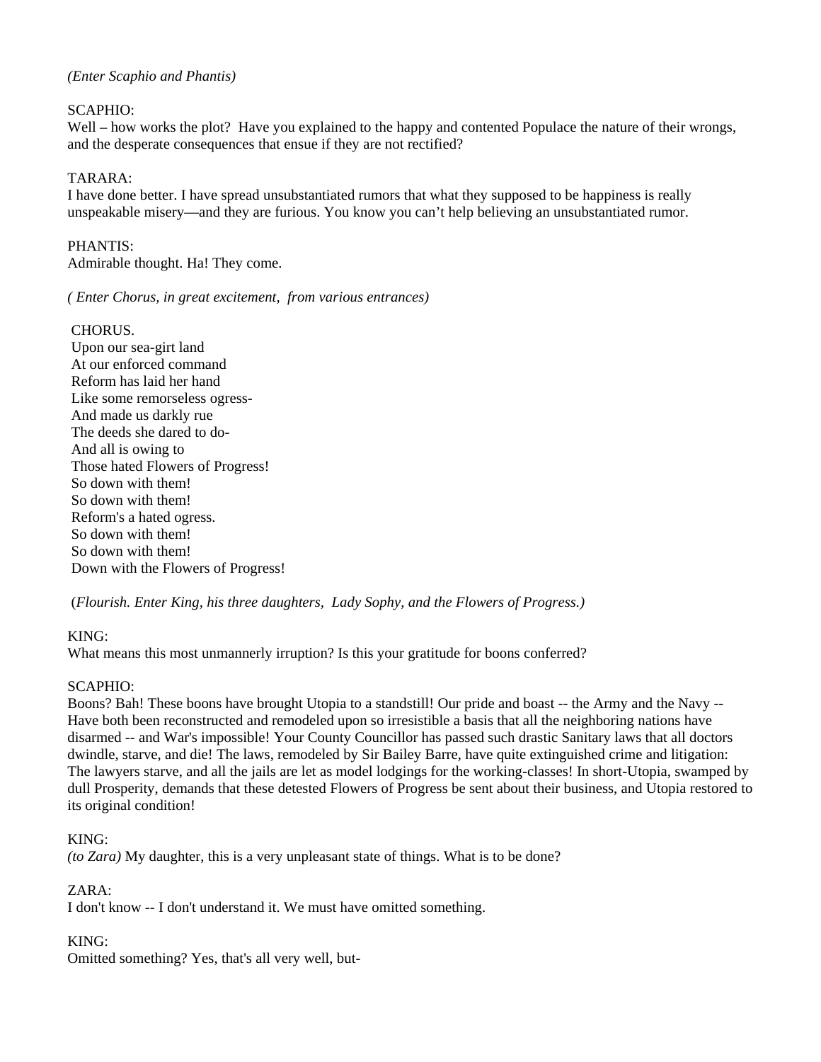*(Enter Scaphio and Phantis)*

SCAPHIO:
Well – how works the plot? Have you explained to the happy and contented Populace the nature of their wrongs, and the desperate consequences that ensue if they are not rectified?

TARARA:
I have done better. I have spread unsubstantiated rumors that what they supposed to be happiness is really unspeakable misery—and they are furious. You know you can't help believing an unsubstantiated rumor.

PHANTIS:
Admirable thought. Ha! They come.

*( Enter Chorus, in great excitement, from various entrances)*

CHORUS.
Upon our sea-girt land
At our enforced command
Reform has laid her hand
Like some remorseless ogress-
And made us darkly rue
The deeds she dared to do-
And all is owing to
Those hated Flowers of Progress!
So down with them!
So down with them!
Reform's a hated ogress.
So down with them!
So down with them!
Down with the Flowers of Progress!

(*Flourish. Enter King, his three daughters, Lady Sophy, and the Flowers of Progress.)*

KING:
What means this most unmannerly irruption? Is this your gratitude for boons conferred?

SCAPHIO:
Boons? Bah! These boons have brought Utopia to a standstill! Our pride and boast -- the Army and the Navy -- Have both been reconstructed and remodeled upon so irresistible a basis that all the neighboring nations have disarmed -- and War's impossible! Your County Councillor has passed such drastic Sanitary laws that all doctors dwindle, starve, and die! The laws, remodeled by Sir Bailey Barre, have quite extinguished crime and litigation: The lawyers starve, and all the jails are let as model lodgings for the working-classes! In short-Utopia, swamped by dull Prosperity, demands that these detested Flowers of Progress be sent about their business, and Utopia restored to its original condition!

KING:
*(to Zara)* My daughter, this is a very unpleasant state of things. What is to be done?

ZARA:
I don't know -- I don't understand it. We must have omitted something.

KING:
Omitted something? Yes, that's all very well, but-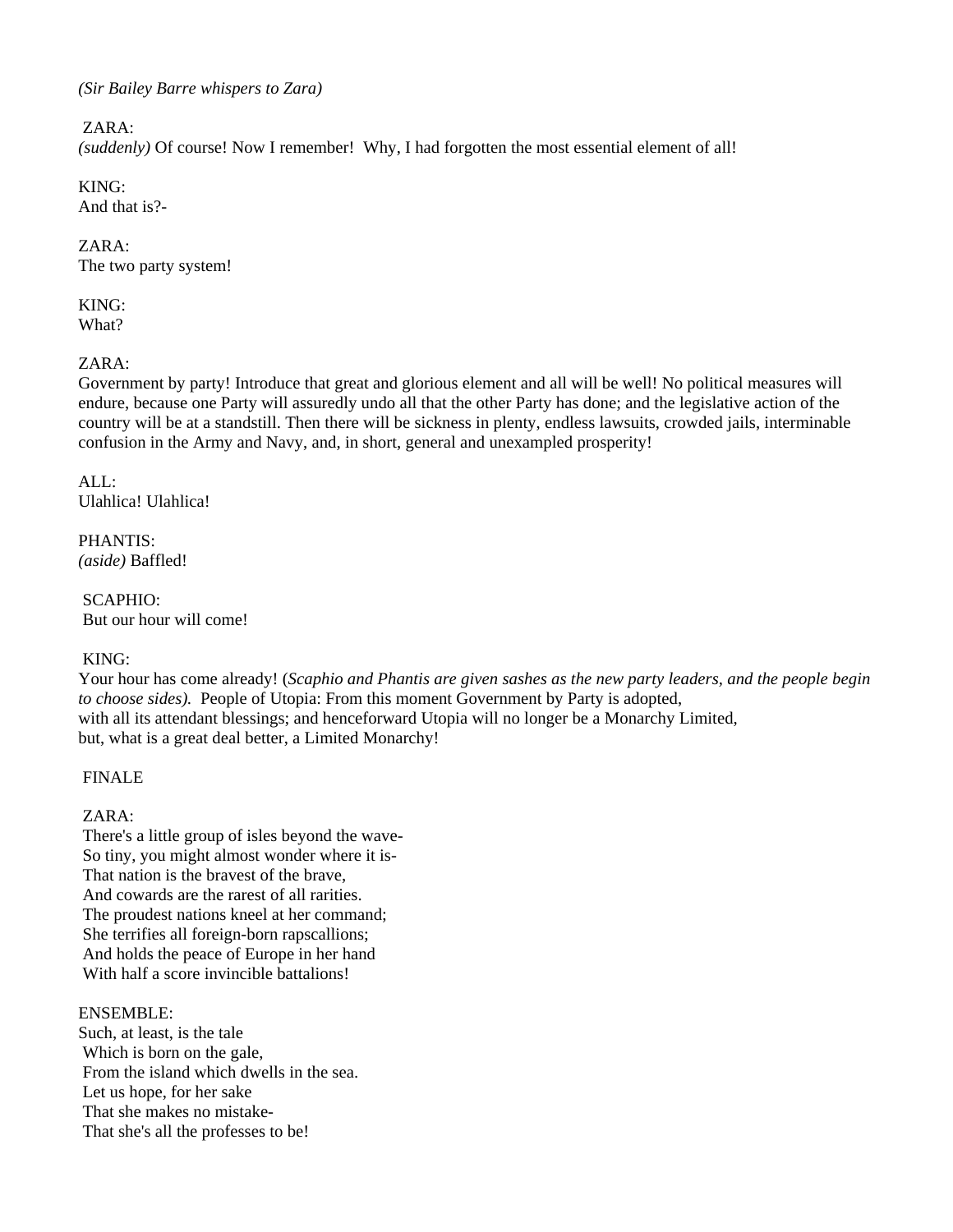*(Sir Bailey Barre whispers to Zara)*

ZARA:
*(suddenly)* Of course! Now I remember! Why, I had forgotten the most essential element of all!

KING:
And that is?-

ZARA:
The two party system!

KING:
What?

ZARA:
Government by party! Introduce that great and glorious element and all will be well! No political measures will endure, because one Party will assuredly undo all that the other Party has done; and the legislative action of the country will be at a standstill. Then there will be sickness in plenty, endless lawsuits, crowded jails, interminable confusion in the Army and Navy, and, in short, general and unexampled prosperity!

ALL:
Ulahlica! Ulahlica!

PHANTIS:
*(aside)* Baffled!

SCAPHIO:
But our hour will come!

KING:
Your hour has come already! (*Scaphio and Phantis are given sashes as the new party leaders, and the people begin to choose sides).* People of Utopia: From this moment Government by Party is adopted,
with all its attendant blessings; and henceforward Utopia will no longer be a Monarchy Limited,
but, what is a great deal better, a Limited Monarchy!

FINALE

ZARA:
There's a little group of isles beyond the wave-
So tiny, you might almost wonder where it is-
That nation is the bravest of the brave,
And cowards are the rarest of all rarities.
The proudest nations kneel at her command;
She terrifies all foreign-born rapscallions;
And holds the peace of Europe in her hand
With half a score invincible battalions!

ENSEMBLE:
Such, at least, is the tale
Which is born on the gale,
From the island which dwells in the sea.
Let us hope, for her sake
That she makes no mistake-
That she's all the professes to be!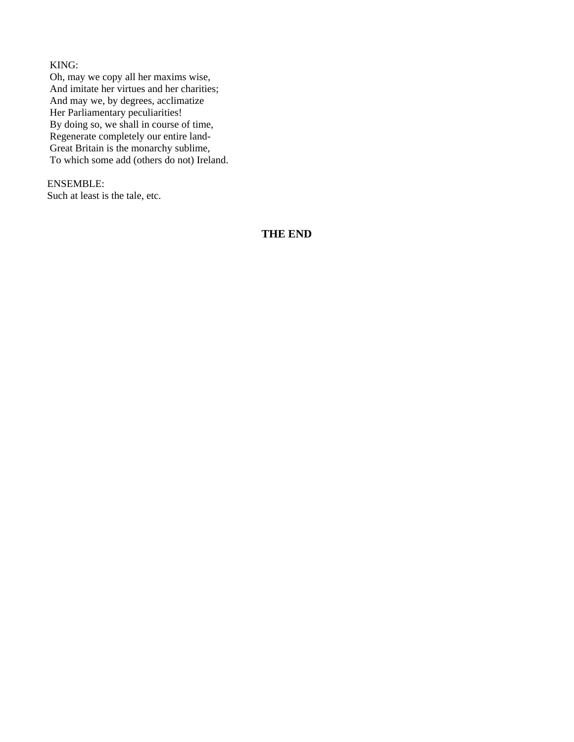KING:
Oh, may we copy all her maxims wise,
And imitate her virtues and her charities;
And may we, by degrees, acclimatize
Her Parliamentary peculiarities!
By doing so, we shall in course of time,
Regenerate completely our entire land-
Great Britain is the monarchy sublime,
To which some add (others do not) Ireland.

ENSEMBLE:
Such at least is the tale, etc.

**THE END**